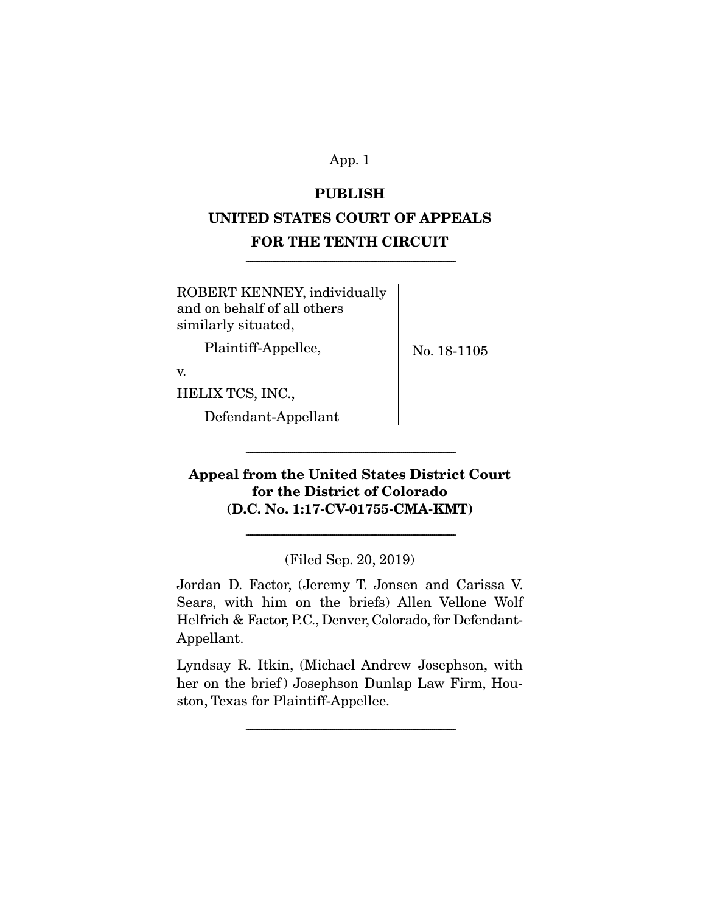**PUBLISH**

**UNITED STATES COURT OF APPEALS**

**FOR THE TENTH CIRCUIT**

---

ROBERT KENNEY, individually and on behalf of all others similarly situated,

Plaintiff-Appellee,

v.

HELIX TCS, INC.,

Defendant-Appellant

No. 18-1105

---

**Appeal from the United States District Court for the District of Colorado (D.C. No. 1:17-CV-01755-CMA-KMT)**

---

(Filed Sep. 20, 2019)

Jordan D. Factor, (Jeremy T. Jonsen and Carissa V. Sears, with him on the briefs) Allen Vellone Wolf Helfrich & Factor, P.C., Denver, Colorado, for Defendant-Appellant.

Lyndsay R. Itkin, (Michael Andrew Josephson, with her on the brief) Josephson Dunlap Law Firm, Houston, Texas for Plaintiff-Appellee.

---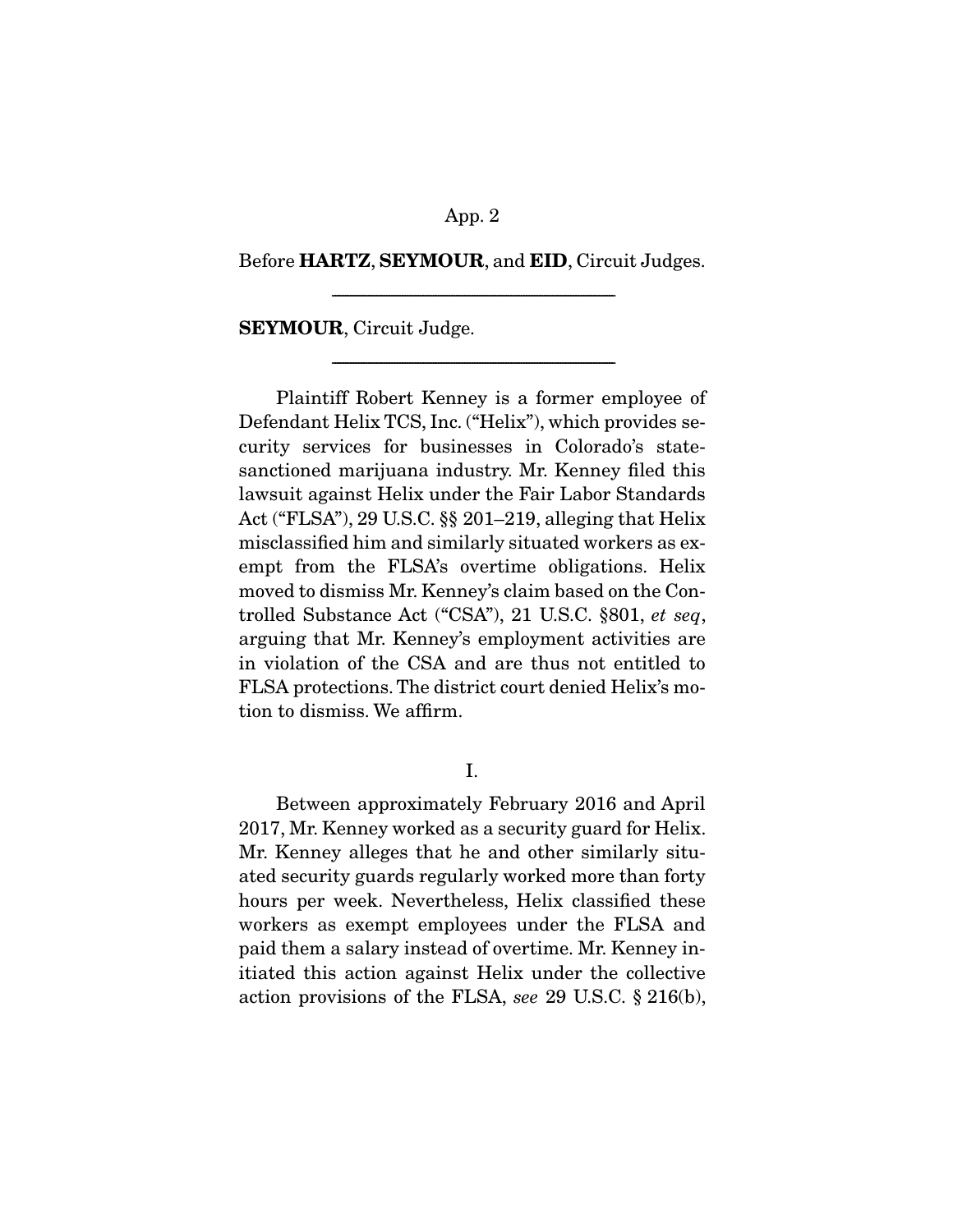Before **HARTZ**, **SEYMOUR**, and **EID**, Circuit Judges.

---

**SEYMOUR**, Circuit Judge.

---

Plaintiff Robert Kenney is a former employee of Defendant Helix TCS, Inc. ("Helix"), which provides security services for businesses in Colorado's state-sanctioned marijuana industry. Mr. Kenney filed this lawsuit against Helix under the Fair Labor Standards Act ("FLSA"), 29 U.S.C. §§ 201–219, alleging that Helix misclassified him and similarly situated workers as exempt from the FLSA's overtime obligations. Helix moved to dismiss Mr. Kenney's claim based on the Controlled Substance Act ("CSA"), 21 U.S.C. §801, *et seq*, arguing that Mr. Kenney's employment activities are in violation of the CSA and are thus not entitled to FLSA protections. The district court denied Helix's motion to dismiss. We affirm.

I.

Between approximately February 2016 and April 2017, Mr. Kenney worked as a security guard for Helix. Mr. Kenney alleges that he and other similarly situated security guards regularly worked more than forty hours per week. Nevertheless, Helix classified these workers as exempt employees under the FLSA and paid them a salary instead of overtime. Mr. Kenney initiated this action against Helix under the collective action provisions of the FLSA, *see* 29 U.S.C. § 216(b),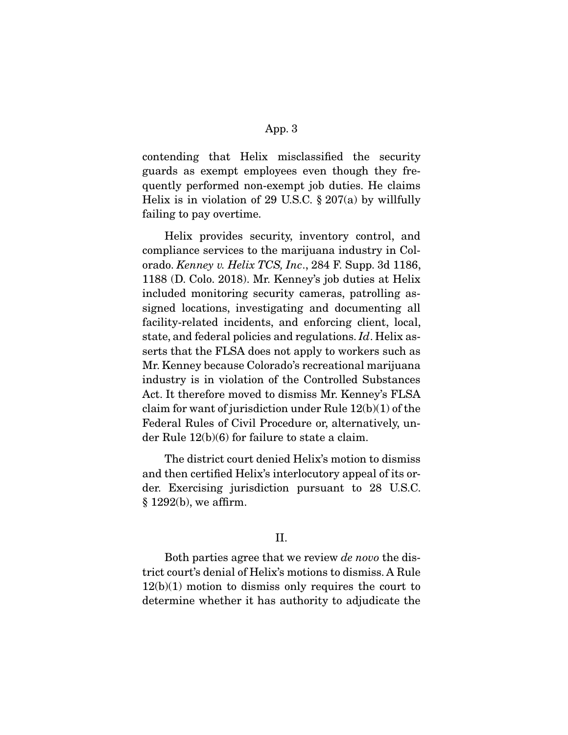contending that Helix misclassified the security guards as exempt employees even though they frequently performed non-exempt job duties. He claims Helix is in violation of 29 U.S.C. § 207(a) by willfully failing to pay overtime.

Helix provides security, inventory control, and compliance services to the marijuana industry in Colorado. *Kenney v. Helix TCS, Inc*., 284 F. Supp. 3d 1186, 1188 (D. Colo. 2018). Mr. Kenney's job duties at Helix included monitoring security cameras, patrolling assigned locations, investigating and documenting all facility-related incidents, and enforcing client, local, state, and federal policies and regulations. *Id*. Helix asserts that the FLSA does not apply to workers such as Mr. Kenney because Colorado's recreational marijuana industry is in violation of the Controlled Substances Act. It therefore moved to dismiss Mr. Kenney's FLSA claim for want of jurisdiction under Rule 12(b)(1) of the Federal Rules of Civil Procedure or, alternatively, under Rule 12(b)(6) for failure to state a claim.

The district court denied Helix's motion to dismiss and then certified Helix's interlocutory appeal of its order. Exercising jurisdiction pursuant to 28 U.S.C. § 1292(b), we affirm.

## II.

Both parties agree that we review *de novo* the district court's denial of Helix's motions to dismiss. A Rule 12(b)(1) motion to dismiss only requires the court to determine whether it has authority to adjudicate the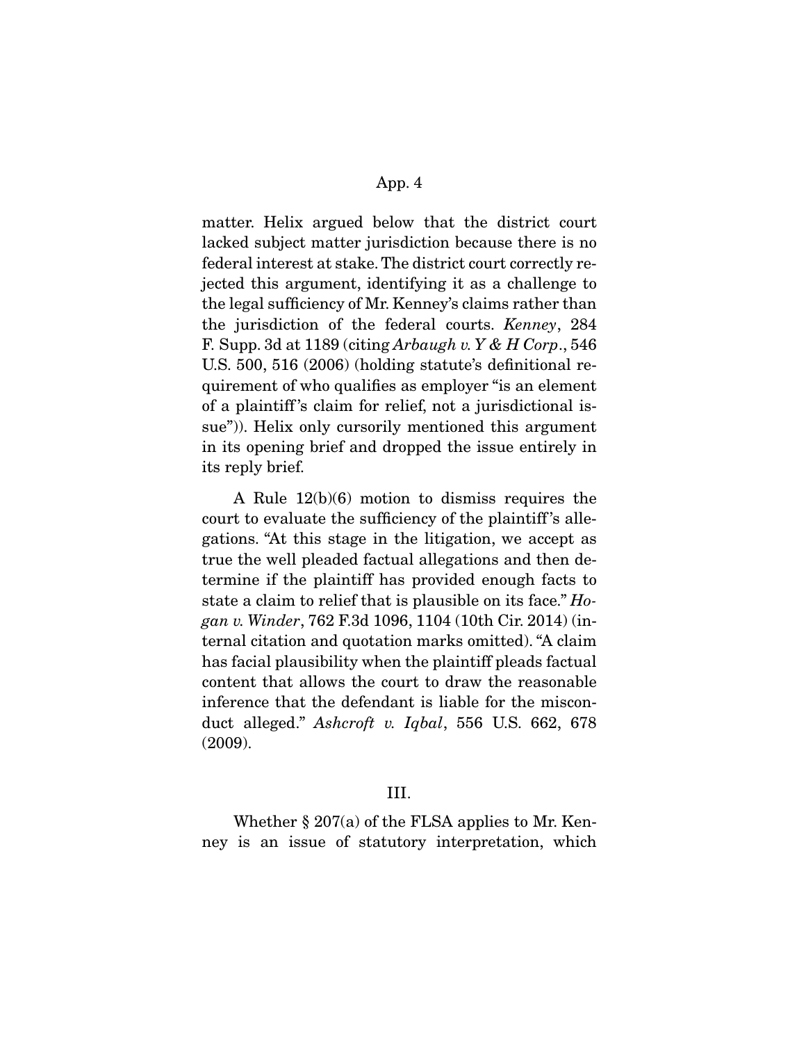matter. Helix argued below that the district court lacked subject matter jurisdiction because there is no federal interest at stake. The district court correctly rejected this argument, identifying it as a challenge to the legal sufficiency of Mr. Kenney's claims rather than the jurisdiction of the federal courts. *Kenney*, 284 F. Supp. 3d at 1189 (citing *Arbaugh v. Y & H Corp*., 546 U.S. 500, 516 (2006) (holding statute's definitional requirement of who qualifies as employer "is an element of a plaintiff's claim for relief, not a jurisdictional issue")). Helix only cursorily mentioned this argument in its opening brief and dropped the issue entirely in its reply brief.

A Rule 12(b)(6) motion to dismiss requires the court to evaluate the sufficiency of the plaintiff's allegations. "At this stage in the litigation, we accept as true the well pleaded factual allegations and then determine if the plaintiff has provided enough facts to state a claim to relief that is plausible on its face." *Hogan v. Winder*, 762 F.3d 1096, 1104 (10th Cir. 2014) (internal citation and quotation marks omitted). "A claim has facial plausibility when the plaintiff pleads factual content that allows the court to draw the reasonable inference that the defendant is liable for the misconduct alleged." *Ashcroft v. Iqbal*, 556 U.S. 662, 678 (2009).

## III.

Whether § 207(a) of the FLSA applies to Mr. Kenney is an issue of statutory interpretation, which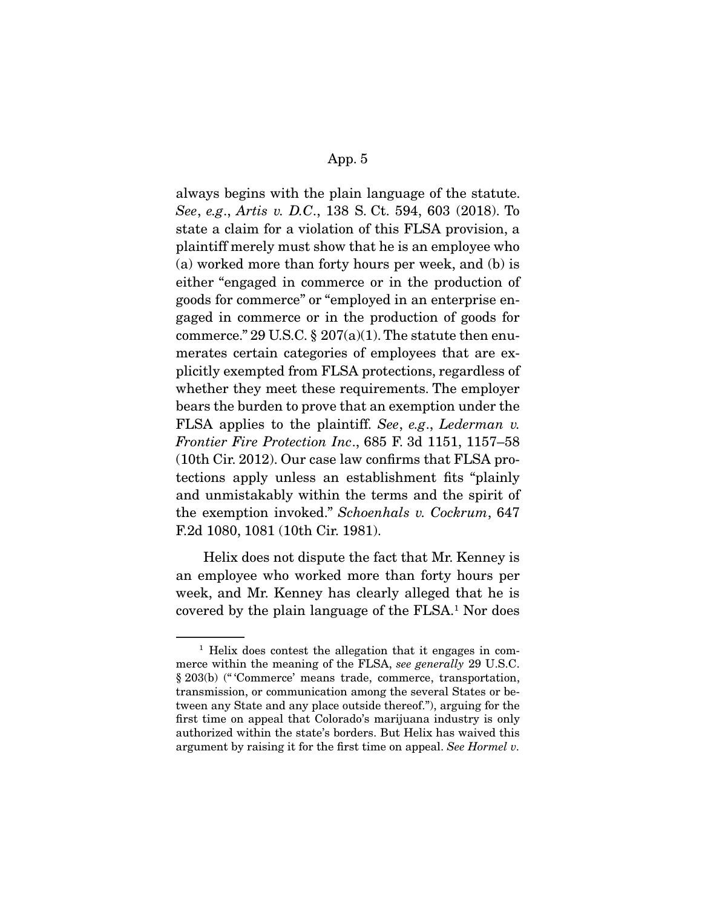always begins with the plain language of the statute. *See*, *e.g*., *Artis v. D.C*., 138 S. Ct. 594, 603 (2018). To state a claim for a violation of this FLSA provision, a plaintiff merely must show that he is an employee who (a) worked more than forty hours per week, and (b) is either "engaged in commerce or in the production of goods for commerce" or "employed in an enterprise engaged in commerce or in the production of goods for commerce." 29 U.S.C. § 207(a)(1). The statute then enumerates certain categories of employees that are explicitly exempted from FLSA protections, regardless of whether they meet these requirements. The employer bears the burden to prove that an exemption under the FLSA applies to the plaintiff. *See*, *e.g*., *Lederman v. Frontier Fire Protection Inc*., 685 F. 3d 1151, 1157–58 (10th Cir. 2012). Our case law confirms that FLSA protections apply unless an establishment fits "plainly and unmistakably within the terms and the spirit of the exemption invoked." *Schoenhals v. Cockrum*, 647 F.2d 1080, 1081 (10th Cir. 1981).

Helix does not dispute the fact that Mr. Kenney is an employee who worked more than forty hours per week, and Mr. Kenney has clearly alleged that he is covered by the plain language of the FLSA.[1] Nor does

---

[1] Helix does contest the allegation that it engages in commerce within the meaning of the FLSA, *see generally* 29 U.S.C. § 203(b) ("'Commerce' means trade, commerce, transportation, transmission, or communication among the several States or between any State and any place outside thereof."), arguing for the first time on appeal that Colorado's marijuana industry is only authorized within the state's borders. But Helix has waived this argument by raising it for the first time on appeal. *See Hormel v.*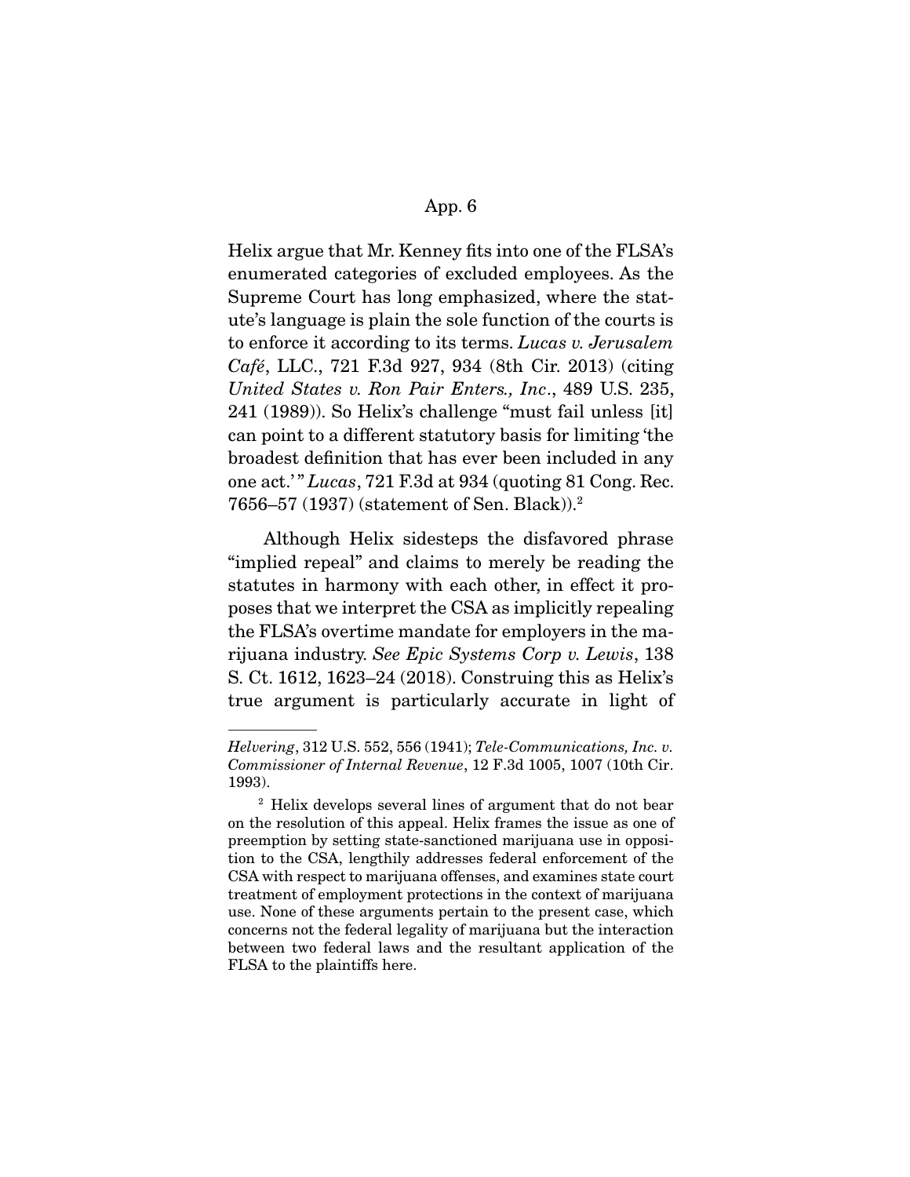Helix argue that Mr. Kenney fits into one of the FLSA's enumerated categories of excluded employees. As the Supreme Court has long emphasized, where the statute's language is plain the sole function of the courts is to enforce it according to its terms. *Lucas v. Jerusalem Café*, LLC., 721 F.3d 927, 934 (8th Cir. 2013) (citing *United States v. Ron Pair Enters., Inc*., 489 U.S. 235, 241 (1989)). So Helix's challenge "must fail unless [it] can point to a different statutory basis for limiting 'the broadest definition that has ever been included in any one act.'" *Lucas*, 721 F.3d at 934 (quoting 81 Cong. Rec. 7656–57 (1937) (statement of Sen. Black)).[2]

Although Helix sidesteps the disfavored phrase "implied repeal" and claims to merely be reading the statutes in harmony with each other, in effect it proposes that we interpret the CSA as implicitly repealing the FLSA's overtime mandate for employers in the marijuana industry. *See Epic Systems Corp v. Lewis*, 138 S. Ct. 1612, 1623–24 (2018). Construing this as Helix's true argument is particularly accurate in light of

---

*Helvering*, 312 U.S. 552, 556 (1941); *Tele-Communications, Inc. v. Commissioner of Internal Revenue*, 12 F.3d 1005, 1007 (10th Cir. 1993).

[2] Helix develops several lines of argument that do not bear on the resolution of this appeal. Helix frames the issue as one of preemption by setting state-sanctioned marijuana use in opposition to the CSA, lengthily addresses federal enforcement of the CSA with respect to marijuana offenses, and examines state court treatment of employment protections in the context of marijuana use. None of these arguments pertain to the present case, which concerns not the federal legality of marijuana but the interaction between two federal laws and the resultant application of the FLSA to the plaintiffs here.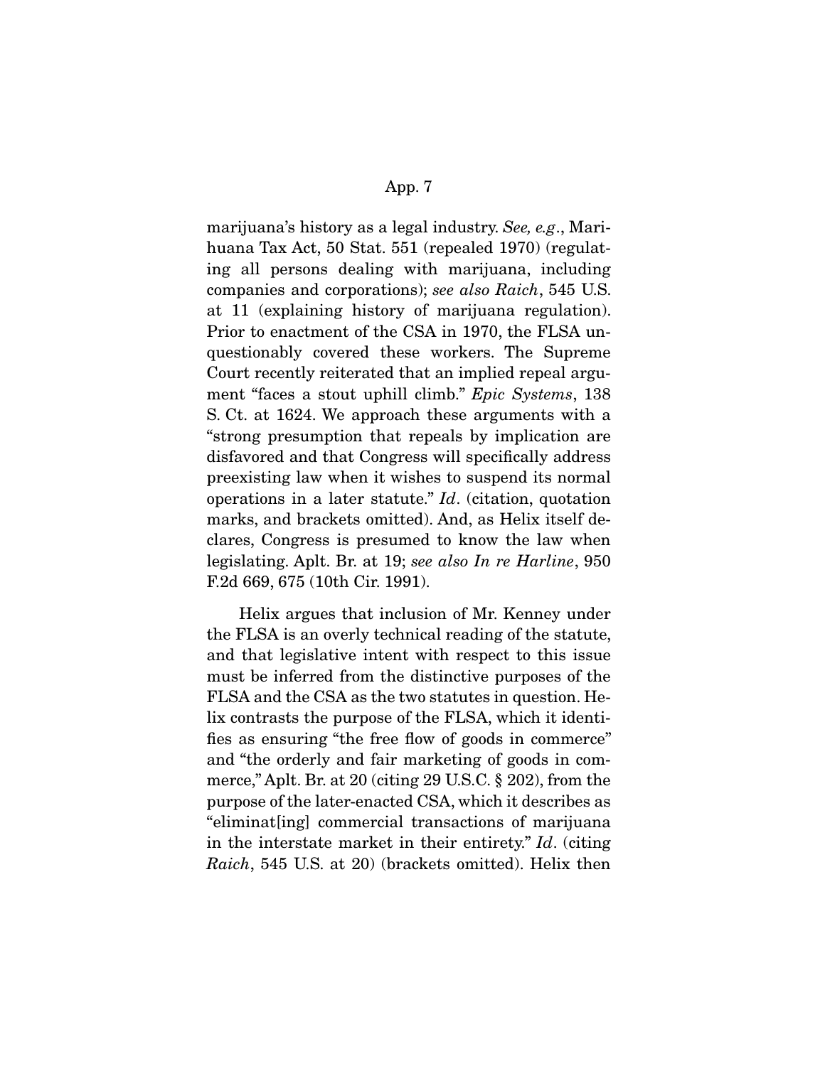marijuana's history as a legal industry. *See, e.g.*, Marihuana Tax Act, 50 Stat. 551 (repealed 1970) (regulating all persons dealing with marijuana, including companies and corporations); *see also Raich*, 545 U.S. at 11 (explaining history of marijuana regulation). Prior to enactment of the CSA in 1970, the FLSA unquestionably covered these workers. The Supreme Court recently reiterated that an implied repeal argument "faces a stout uphill climb." *Epic Systems*, 138 S. Ct. at 1624. We approach these arguments with a "strong presumption that repeals by implication are disfavored and that Congress will specifically address preexisting law when it wishes to suspend its normal operations in a later statute." *Id*. (citation, quotation marks, and brackets omitted). And, as Helix itself declares, Congress is presumed to know the law when legislating. Aplt. Br. at 19; *see also In re Harline*, 950 F.2d 669, 675 (10th Cir. 1991).

Helix argues that inclusion of Mr. Kenney under the FLSA is an overly technical reading of the statute, and that legislative intent with respect to this issue must be inferred from the distinctive purposes of the FLSA and the CSA as the two statutes in question. Helix contrasts the purpose of the FLSA, which it identifies as ensuring "the free flow of goods in commerce" and "the orderly and fair marketing of goods in commerce," Aplt. Br. at 20 (citing 29 U.S.C. § 202), from the purpose of the later-enacted CSA, which it describes as "eliminat[ing] commercial transactions of marijuana in the interstate market in their entirety." *Id*. (citing *Raich*, 545 U.S. at 20) (brackets omitted). Helix then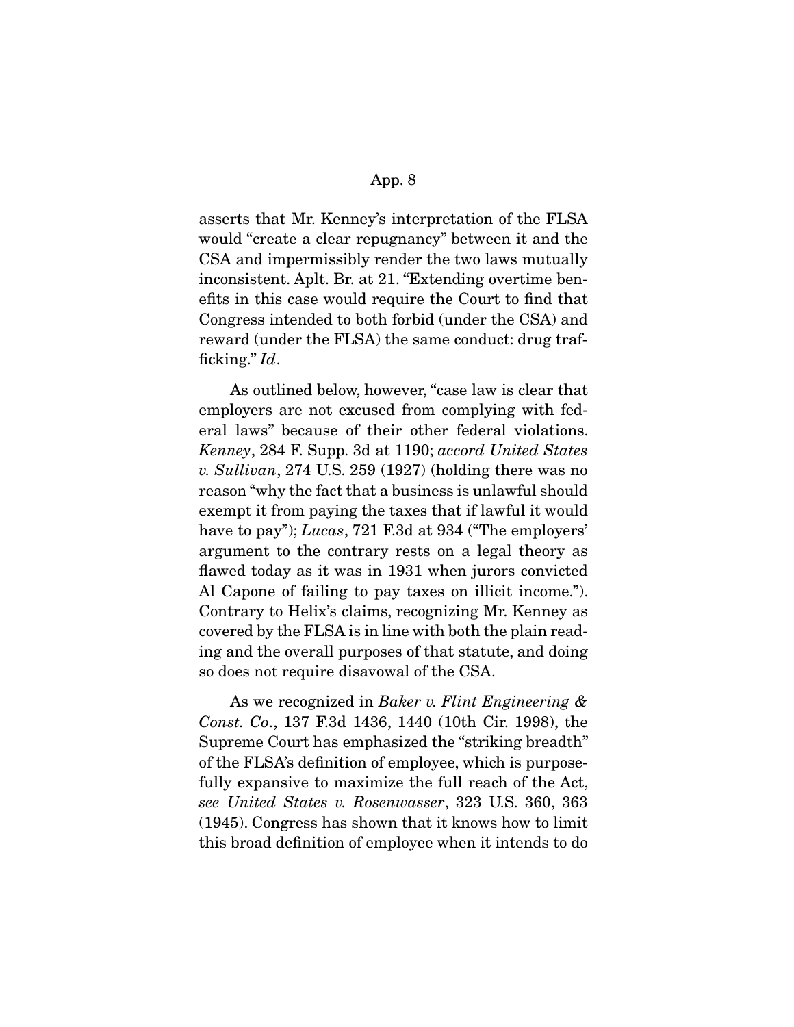asserts that Mr. Kenney's interpretation of the FLSA would "create a clear repugnancy" between it and the CSA and impermissibly render the two laws mutually inconsistent. Aplt. Br. at 21. "Extending overtime benefits in this case would require the Court to find that Congress intended to both forbid (under the CSA) and reward (under the FLSA) the same conduct: drug trafficking." *Id*.

As outlined below, however, "case law is clear that employers are not excused from complying with federal laws" because of their other federal violations. *Kenney*, 284 F. Supp. 3d at 1190; *accord United States v. Sullivan*, 274 U.S. 259 (1927) (holding there was no reason "why the fact that a business is unlawful should exempt it from paying the taxes that if lawful it would have to pay"); *Lucas*, 721 F.3d at 934 ("The employers' argument to the contrary rests on a legal theory as flawed today as it was in 1931 when jurors convicted Al Capone of failing to pay taxes on illicit income."). Contrary to Helix's claims, recognizing Mr. Kenney as covered by the FLSA is in line with both the plain reading and the overall purposes of that statute, and doing so does not require disavowal of the CSA.

As we recognized in *Baker v. Flint Engineering & Const. Co.*, 137 F.3d 1436, 1440 (10th Cir. 1998), the Supreme Court has emphasized the "striking breadth" of the FLSA's definition of employee, which is purposefully expansive to maximize the full reach of the Act, *see United States v. Rosenwasser*, 323 U.S. 360, 363 (1945). Congress has shown that it knows how to limit this broad definition of employee when it intends to do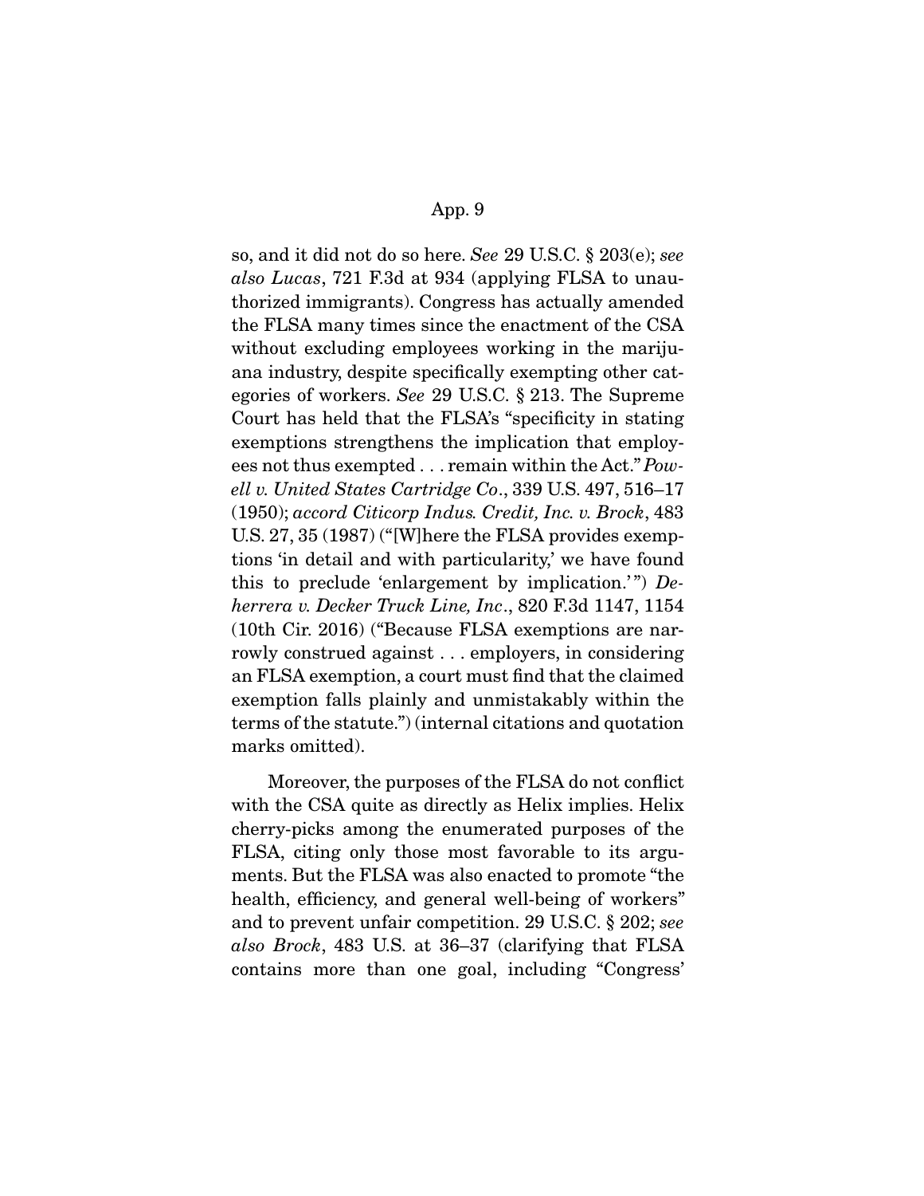so, and it did not do so here. *See* 29 U.S.C. § 203(e); *see also Lucas*, 721 F.3d at 934 (applying FLSA to unauthorized immigrants). Congress has actually amended the FLSA many times since the enactment of the CSA without excluding employees working in the marijuana industry, despite specifically exempting other categories of workers. *See* 29 U.S.C. § 213. The Supreme Court has held that the FLSA's "specificity in stating exemptions strengthens the implication that employees not thus exempted . . . remain within the Act." *Powell v. United States Cartridge Co*., 339 U.S. 497, 516–17 (1950); *accord Citicorp Indus. Credit, Inc. v. Brock*, 483 U.S. 27, 35 (1987) ("[W]here the FLSA provides exemptions 'in detail and with particularity,' we have found this to preclude 'enlargement by implication.'") *Deherrera v. Decker Truck Line, Inc*., 820 F.3d 1147, 1154 (10th Cir. 2016) ("Because FLSA exemptions are narrowly construed against . . . employers, in considering an FLSA exemption, a court must find that the claimed exemption falls plainly and unmistakably within the terms of the statute.") (internal citations and quotation marks omitted).

Moreover, the purposes of the FLSA do not conflict with the CSA quite as directly as Helix implies. Helix cherry-picks among the enumerated purposes of the FLSA, citing only those most favorable to its arguments. But the FLSA was also enacted to promote "the health, efficiency, and general well-being of workers" and to prevent unfair competition. 29 U.S.C. § 202; *see also Brock*, 483 U.S. at 36–37 (clarifying that FLSA contains more than one goal, including "Congress'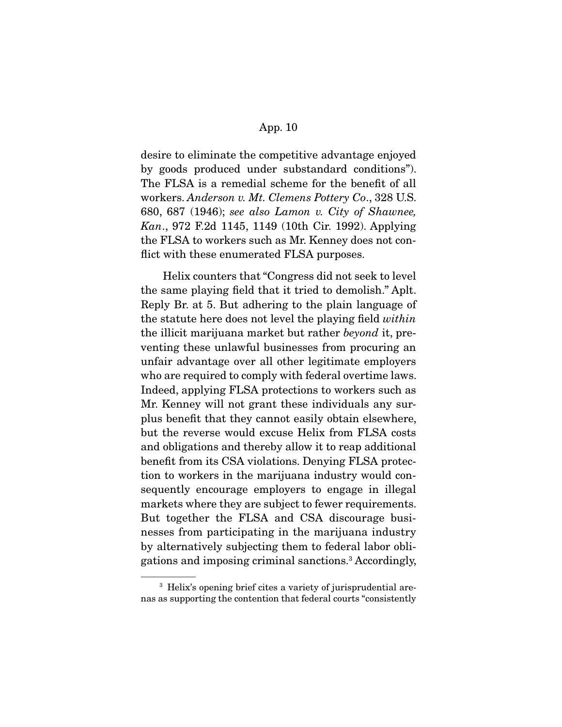desire to eliminate the competitive advantage enjoyed by goods produced under substandard conditions"). The FLSA is a remedial scheme for the benefit of all workers. *Anderson v. Mt. Clemens Pottery Co*., 328 U.S. 680, 687 (1946); *see also Lamon v. City of Shawnee, Kan*., 972 F.2d 1145, 1149 (10th Cir. 1992). Applying the FLSA to workers such as Mr. Kenney does not conflict with these enumerated FLSA purposes.

Helix counters that "Congress did not seek to level the same playing field that it tried to demolish." Aplt. Reply Br. at 5. But adhering to the plain language of the statute here does not level the playing field *within* the illicit marijuana market but rather *beyond* it, preventing these unlawful businesses from procuring an unfair advantage over all other legitimate employers who are required to comply with federal overtime laws. Indeed, applying FLSA protections to workers such as Mr. Kenney will not grant these individuals any surplus benefit that they cannot easily obtain elsewhere, but the reverse would excuse Helix from FLSA costs and obligations and thereby allow it to reap additional benefit from its CSA violations. Denying FLSA protection to workers in the marijuana industry would consequently encourage employers to engage in illegal markets where they are subject to fewer requirements. But together the FLSA and CSA discourage businesses from participating in the marijuana industry by alternatively subjecting them to federal labor obligations and imposing criminal sanctions.[3] Accordingly,

---

[3] Helix's opening brief cites a variety of jurisprudential arenas as supporting the contention that federal courts "consistently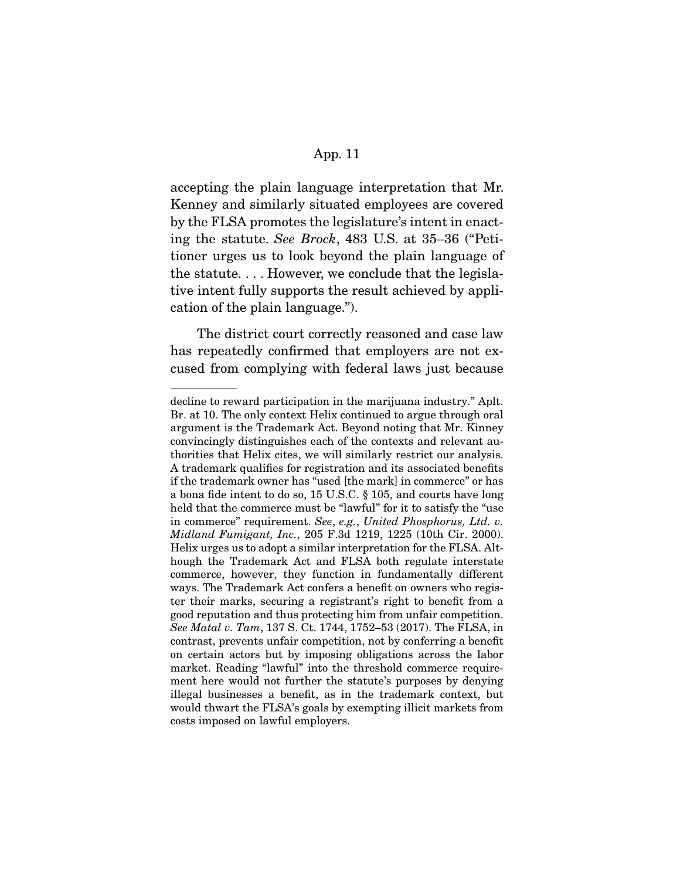accepting the plain language interpretation that Mr. Kenney and similarly situated employees are covered by the FLSA promotes the legislature's intent in enacting the statute. *See Brock*, 483 U.S. at 35–36 ("Petitioner urges us to look beyond the plain language of the statute. . . . However, we conclude that the legislative intent fully supports the result achieved by application of the plain language.").

The district court correctly reasoned and case law has repeatedly confirmed that employers are not excused from complying with federal laws just because

---

decline to reward participation in the marijuana industry." Aplt. Br. at 10. The only context Helix continued to argue through oral argument is the Trademark Act. Beyond noting that Mr. Kinney convincingly distinguishes each of the contexts and relevant authorities that Helix cites, we will similarly restrict our analysis. A trademark qualifies for registration and its associated benefits if the trademark owner has "used [the mark] in commerce" or has a bona fide intent to do so, 15 U.S.C. § 105, and courts have long held that the commerce must be "lawful" for it to satisfy the "use in commerce" requirement. *See*, *e.g.*, *United Phosphorus, Ltd. v. Midland Fumigant, Inc.*, 205 F.3d 1219, 1225 (10th Cir. 2000). Helix urges us to adopt a similar interpretation for the FLSA. Although the Trademark Act and FLSA both regulate interstate commerce, however, they function in fundamentally different ways. The Trademark Act confers a benefit on owners who register their marks, securing a registrant's right to benefit from a good reputation and thus protecting him from unfair competition. *See Matal v. Tam*, 137 S. Ct. 1744, 1752–53 (2017). The FLSA, in contrast, prevents unfair competition, not by conferring a benefit on certain actors but by imposing obligations across the labor market. Reading "lawful" into the threshold commerce requirement here would not further the statute's purposes by denying illegal businesses a benefit, as in the trademark context, but would thwart the FLSA's goals by exempting illicit markets from costs imposed on lawful employers.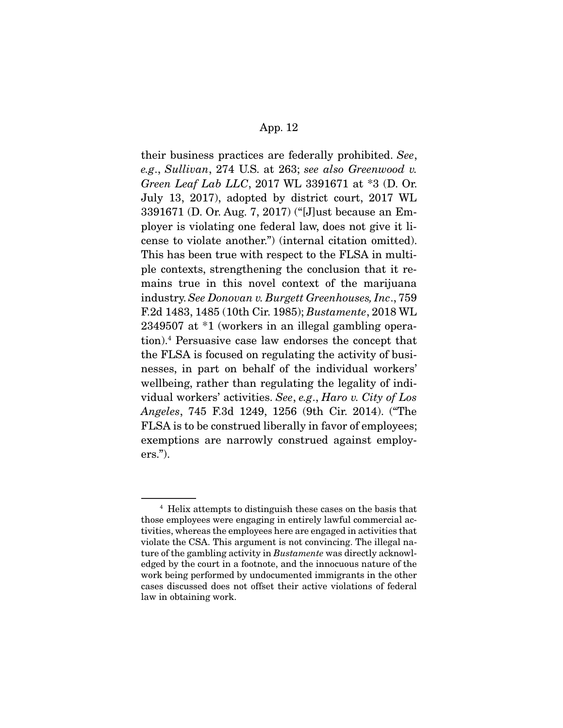their business practices are federally prohibited. *See*, *e.g.*, *Sullivan*, 274 U.S. at 263; *see also Greenwood v. Green Leaf Lab LLC*, 2017 WL 3391671 at *3 (D. Or. July 13, 2017), adopted by district court, 2017 WL 3391671 (D. Or. Aug. 7, 2017) ("[J]ust because an Employer is violating one federal law, does not give it license to violate another.") (internal citation omitted). This has been true with respect to the FLSA in multiple contexts, strengthening the conclusion that it remains true in this novel context of the marijuana industry. *See Donovan v. Burgett Greenhouses, Inc*., 759 F.2d 1483, 1485 (10th Cir. 1985); *Bustamente*, 2018 WL 2349507 at *1 (workers in an illegal gambling operation).[4] Persuasive case law endorses the concept that the FLSA is focused on regulating the activity of businesses, in part on behalf of the individual workers' wellbeing, rather than regulating the legality of individual workers' activities. *See*, *e.g*., *Haro v. City of Los Angeles*, 745 F.3d 1249, 1256 (9th Cir. 2014). ("The FLSA is to be construed liberally in favor of employees; exemptions are narrowly construed against employers.").

---

[4] Helix attempts to distinguish these cases on the basis that those employees were engaging in entirely lawful commercial activities, whereas the employees here are engaged in activities that violate the CSA. This argument is not convincing. The illegal nature of the gambling activity in *Bustamente* was directly acknowledged by the court in a footnote, and the innocuous nature of the work being performed by undocumented immigrants in the other cases discussed does not offset their active violations of federal law in obtaining work.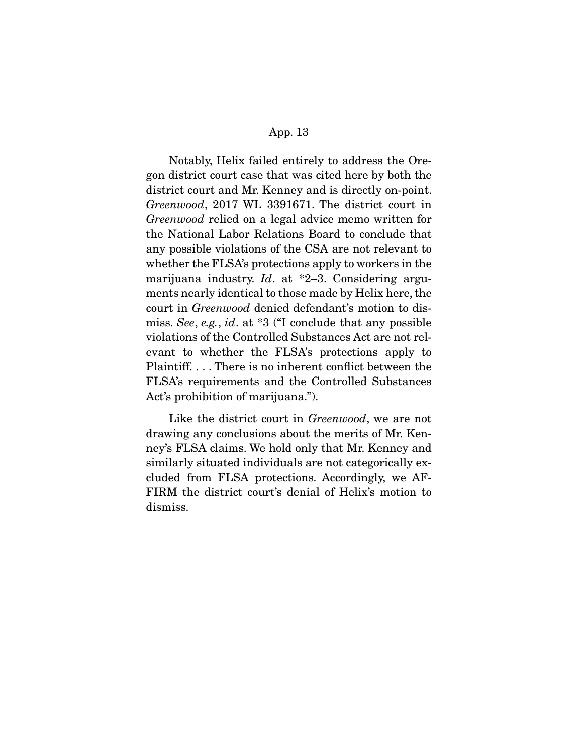Notably, Helix failed entirely to address the Oregon district court case that was cited here by both the district court and Mr. Kenney and is directly on-point. *Greenwood*, 2017 WL 3391671. The district court in *Greenwood* relied on a legal advice memo written for the National Labor Relations Board to conclude that any possible violations of the CSA are not relevant to whether the FLSA's protections apply to workers in the marijuana industry. *Id*. at *2–3. Considering arguments nearly identical to those made by Helix here, the court in *Greenwood* denied defendant's motion to dismiss. *See*, *e.g.*, *id*. at *3 ("I conclude that any possible violations of the Controlled Substances Act are not relevant to whether the FLSA's protections apply to Plaintiff. . . . There is no inherent conflict between the FLSA's requirements and the Controlled Substances Act's prohibition of marijuana.").

Like the district court in *Greenwood*, we are not drawing any conclusions about the merits of Mr. Kenney's FLSA claims. We hold only that Mr. Kenney and similarly situated individuals are not categorically excluded from FLSA protections. Accordingly, we AFFIRM the district court's denial of Helix's motion to dismiss.

---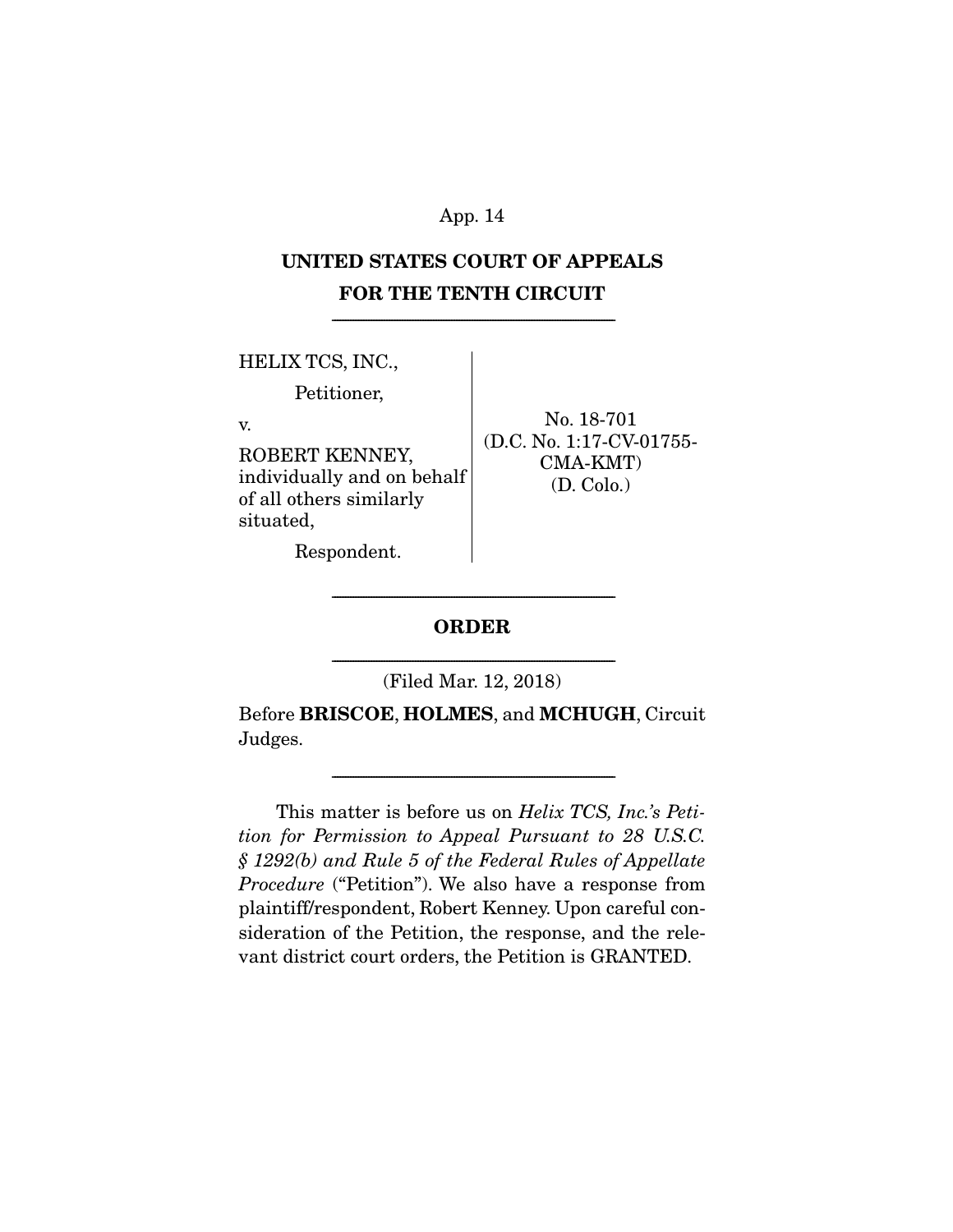# UNITED STATES COURT OF APPEALS
# FOR THE TENTH CIRCUIT

---

| | |
|---|---|
| HELIX TCS, INC.,<br><br>Petitioner,<br><br>v.<br><br>ROBERT KENNEY, individually and on behalf of all others similarly situated,<br><br>Respondent. | No. 18-701<br>(D.C. No. 1:17-CV-01755-CMA-KMT)<br>(D. Colo.) |

---

## ORDER

---

(Filed Mar. 12, 2018)

Before **BRISCOE**, **HOLMES**, and **MCHUGH**, Circuit Judges.

---

This matter is before us on *Helix TCS, Inc.'s Petition for Permission to Appeal Pursuant to 28 U.S.C. § 1292(b) and Rule 5 of the Federal Rules of Appellate Procedure* ("Petition"). We also have a response from plaintiff/respondent, Robert Kenney. Upon careful consideration of the Petition, the response, and the relevant district court orders, the Petition is GRANTED.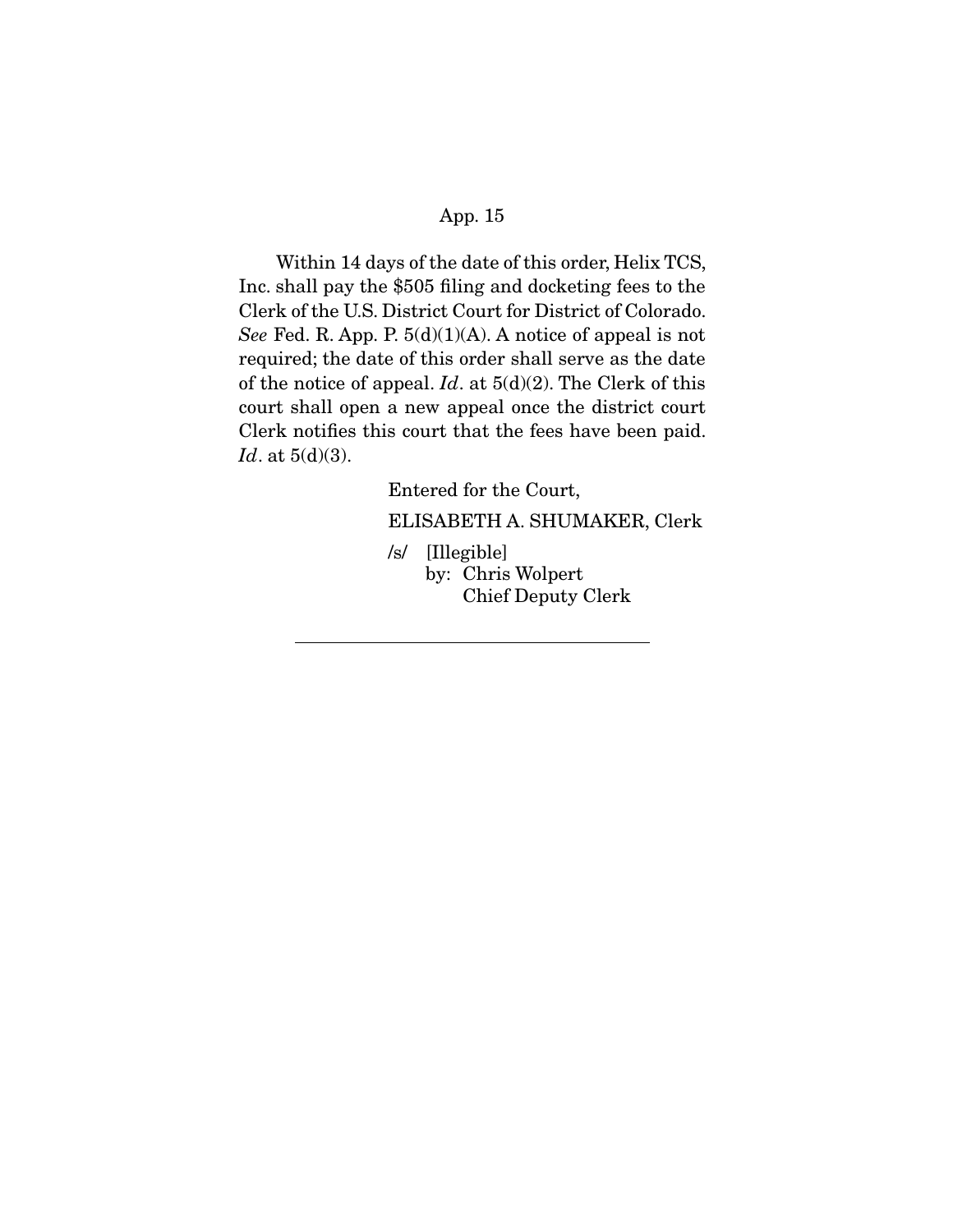Within 14 days of the date of this order, Helix TCS, Inc. shall pay the $505 filing and docketing fees to the Clerk of the U.S. District Court for District of Colorado. *See* Fed. R. App. P. 5(d)(1)(A). A notice of appeal is not required; the date of this order shall serve as the date of the notice of appeal. *Id*. at 5(d)(2). The Clerk of this court shall open a new appeal once the district court Clerk notifies this court that the fees have been paid. *Id*. at 5(d)(3).

Entered for the Court,

ELISABETH A. SHUMAKER, Clerk

/s/ [Illegible]
by: Chris Wolpert
Chief Deputy Clerk

---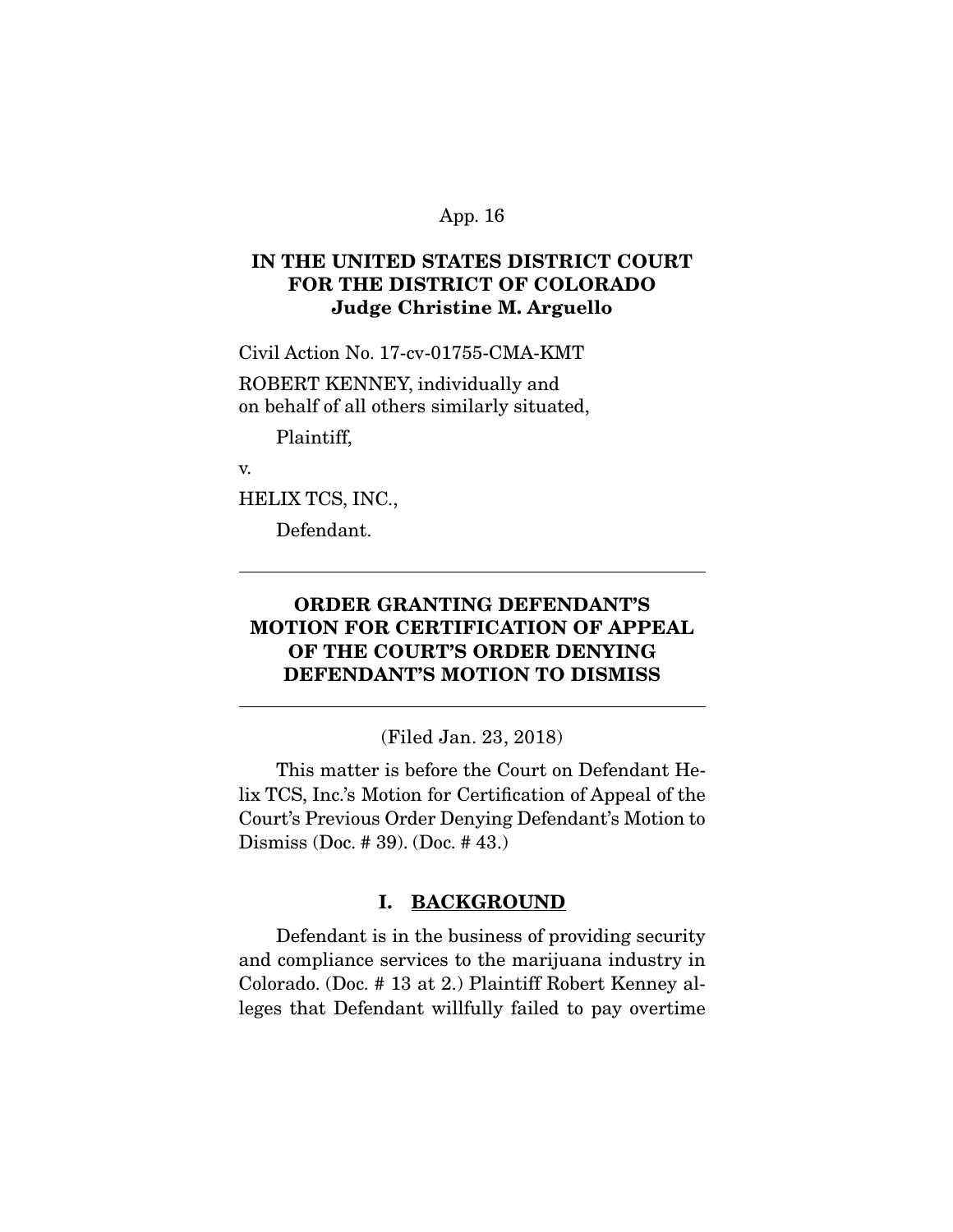**IN THE UNITED STATES DISTRICT COURT FOR THE DISTRICT OF COLORADO Judge Christine M. Arguello**

Civil Action No. 17-cv-01755-CMA-KMT

ROBERT KENNEY, individually and on behalf of all others similarly situated,

Plaintiff,

v.

HELIX TCS, INC.,

Defendant.

---

**ORDER GRANTING DEFENDANT'S MOTION FOR CERTIFICATION OF APPEAL OF THE COURT'S ORDER DENYING DEFENDANT'S MOTION TO DISMISS**

---

(Filed Jan. 23, 2018)

This matter is before the Court on Defendant Helix TCS, Inc.'s Motion for Certification of Appeal of the Court's Previous Order Denying Defendant's Motion to Dismiss (Doc. # 39). (Doc. # 43.)

## I. BACKGROUND

Defendant is in the business of providing security and compliance services to the marijuana industry in Colorado. (Doc. # 13 at 2.) Plaintiff Robert Kenney alleges that Defendant willfully failed to pay overtime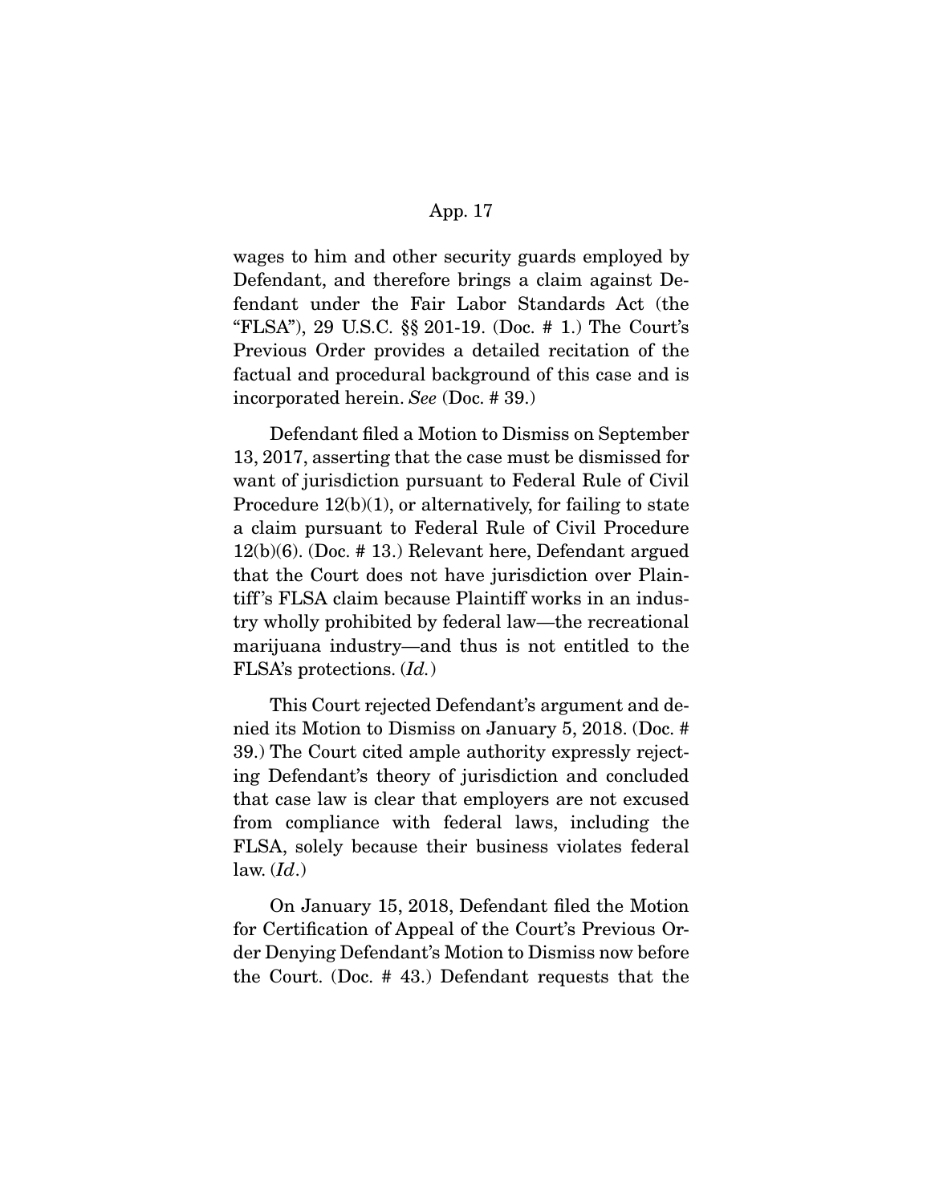wages to him and other security guards employed by Defendant, and therefore brings a claim against Defendant under the Fair Labor Standards Act (the "FLSA"), 29 U.S.C. §§ 201-19. (Doc. # 1.) The Court's Previous Order provides a detailed recitation of the factual and procedural background of this case and is incorporated herein. *See* (Doc. # 39.)

Defendant filed a Motion to Dismiss on September 13, 2017, asserting that the case must be dismissed for want of jurisdiction pursuant to Federal Rule of Civil Procedure 12(b)(1), or alternatively, for failing to state a claim pursuant to Federal Rule of Civil Procedure 12(b)(6). (Doc. # 13.) Relevant here, Defendant argued that the Court does not have jurisdiction over Plaintiff's FLSA claim because Plaintiff works in an industry wholly prohibited by federal law—the recreational marijuana industry—and thus is not entitled to the FLSA's protections. (*Id.*)

This Court rejected Defendant's argument and denied its Motion to Dismiss on January 5, 2018. (Doc. # 39.) The Court cited ample authority expressly rejecting Defendant's theory of jurisdiction and concluded that case law is clear that employers are not excused from compliance with federal laws, including the FLSA, solely because their business violates federal law. (*Id*.)

On January 15, 2018, Defendant filed the Motion for Certification of Appeal of the Court's Previous Order Denying Defendant's Motion to Dismiss now before the Court. (Doc. # 43.) Defendant requests that the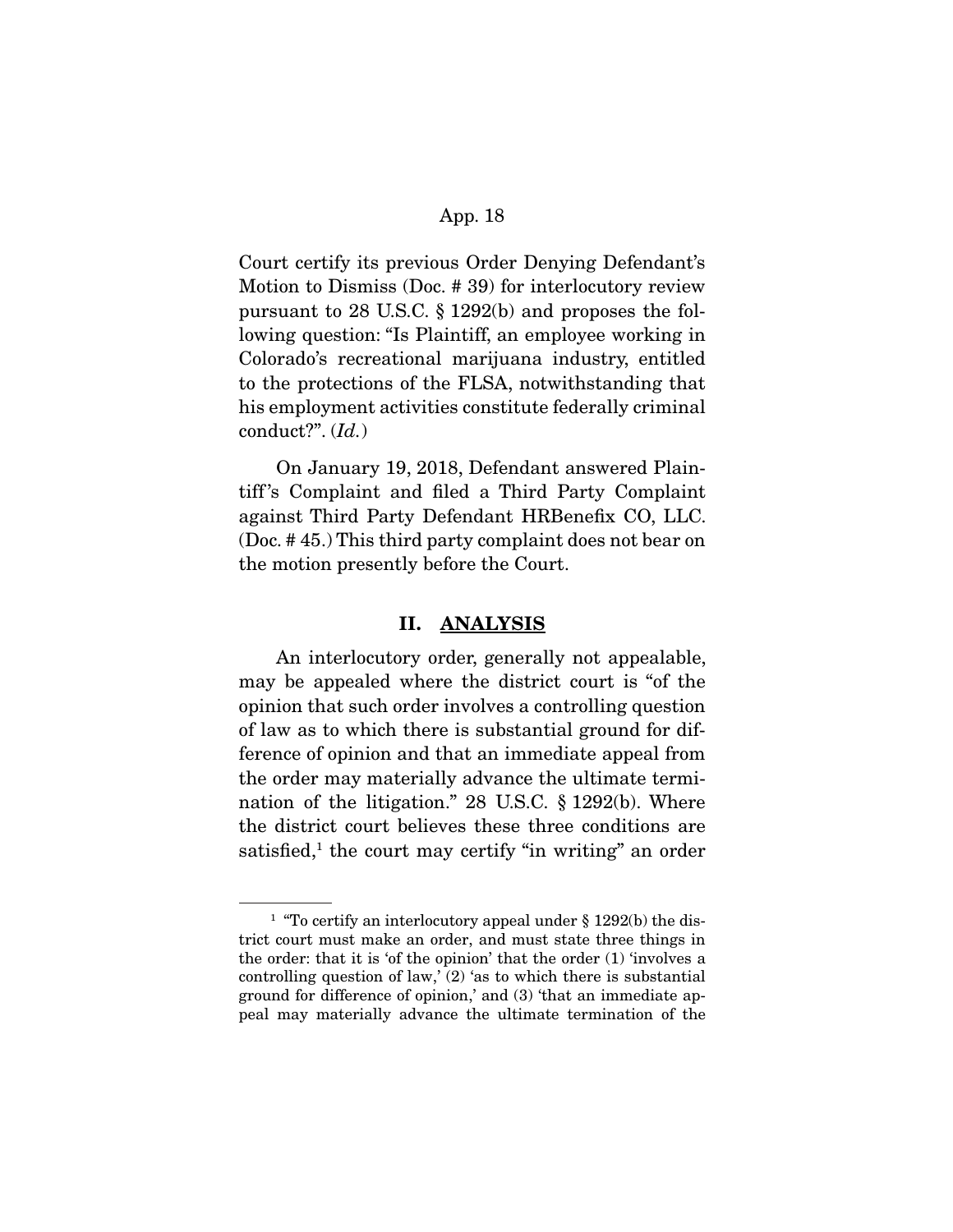Court certify its previous Order Denying Defendant's Motion to Dismiss (Doc. # 39) for interlocutory review pursuant to 28 U.S.C. § 1292(b) and proposes the following question: "Is Plaintiff, an employee working in Colorado's recreational marijuana industry, entitled to the protections of the FLSA, notwithstanding that his employment activities constitute federally criminal conduct?". (*Id.*)

On January 19, 2018, Defendant answered Plaintiff's Complaint and filed a Third Party Complaint against Third Party Defendant HRBenefix CO, LLC. (Doc. # 45.) This third party complaint does not bear on the motion presently before the Court.

## II. ANALYSIS

An interlocutory order, generally not appealable, may be appealed where the district court is "of the opinion that such order involves a controlling question of law as to which there is substantial ground for difference of opinion and that an immediate appeal from the order may materially advance the ultimate termination of the litigation." 28 U.S.C. § 1292(b). Where the district court believes these three conditions are satisfied,[1] the court may certify "in writing" an order

---

[1] "To certify an interlocutory appeal under § 1292(b) the district court must make an order, and must state three things in the order: that it is 'of the opinion' that the order (1) 'involves a controlling question of law,' (2) 'as to which there is substantial ground for difference of opinion,' and (3) 'that an immediate appeal may materially advance the ultimate termination of the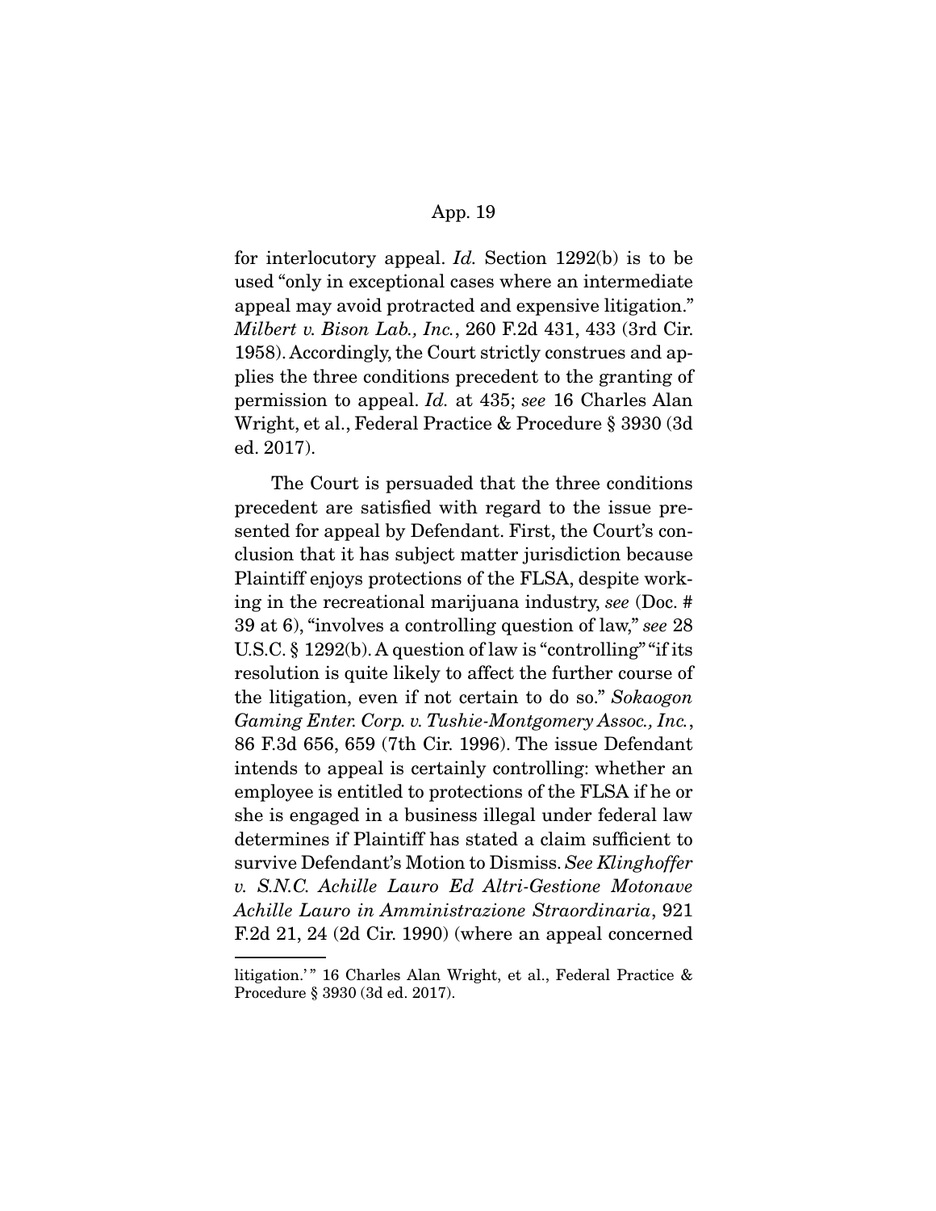for interlocutory appeal. *Id.* Section 1292(b) is to be used "only in exceptional cases where an intermediate appeal may avoid protracted and expensive litigation." *Milbert v. Bison Lab., Inc.*, 260 F.2d 431, 433 (3rd Cir. 1958). Accordingly, the Court strictly construes and applies the three conditions precedent to the granting of permission to appeal. *Id.* at 435; *see* 16 Charles Alan Wright, et al., Federal Practice & Procedure § 3930 (3d ed. 2017).

The Court is persuaded that the three conditions precedent are satisfied with regard to the issue presented for appeal by Defendant. First, the Court's conclusion that it has subject matter jurisdiction because Plaintiff enjoys protections of the FLSA, despite working in the recreational marijuana industry, *see* (Doc. # 39 at 6), "involves a controlling question of law," *see* 28 U.S.C. § 1292(b). A question of law is "controlling" "if its resolution is quite likely to affect the further course of the litigation, even if not certain to do so." *Sokaogon Gaming Enter. Corp. v. Tushie-Montgomery Assoc., Inc.*, 86 F.3d 656, 659 (7th Cir. 1996). The issue Defendant intends to appeal is certainly controlling: whether an employee is entitled to protections of the FLSA if he or she is engaged in a business illegal under federal law determines if Plaintiff has stated a claim sufficient to survive Defendant's Motion to Dismiss. *See Klinghoffer v. S.N.C. Achille Lauro Ed Altri-Gestione Motonave Achille Lauro in Amministrazione Straordinaria*, 921 F.2d 21, 24 (2d Cir. 1990) (where an appeal concerned

---

litigation.'" 16 Charles Alan Wright, et al., Federal Practice & Procedure § 3930 (3d ed. 2017).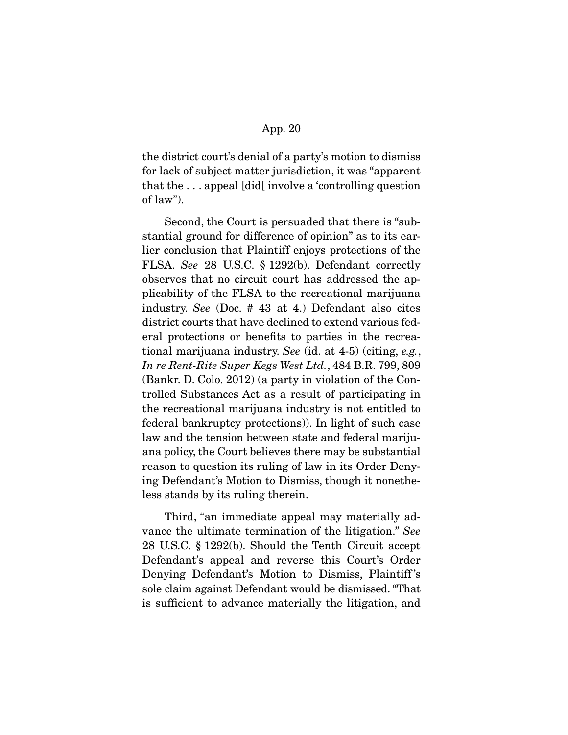the district court's denial of a party's motion to dismiss for lack of subject matter jurisdiction, it was "apparent that the . . . appeal [did[ involve a 'controlling question of law").

Second, the Court is persuaded that there is "substantial ground for difference of opinion" as to its earlier conclusion that Plaintiff enjoys protections of the FLSA. *See* 28 U.S.C. § 1292(b). Defendant correctly observes that no circuit court has addressed the applicability of the FLSA to the recreational marijuana industry. *See* (Doc. # 43 at 4.) Defendant also cites district courts that have declined to extend various federal protections or benefits to parties in the recreational marijuana industry. *See* (id. at 4-5) (citing, *e.g.*, *In re Rent-Rite Super Kegs West Ltd.*, 484 B.R. 799, 809 (Bankr. D. Colo. 2012) (a party in violation of the Controlled Substances Act as a result of participating in the recreational marijuana industry is not entitled to federal bankruptcy protections)). In light of such case law and the tension between state and federal marijuana policy, the Court believes there may be substantial reason to question its ruling of law in its Order Denying Defendant's Motion to Dismiss, though it nonetheless stands by its ruling therein.

Third, "an immediate appeal may materially advance the ultimate termination of the litigation." *See* 28 U.S.C. § 1292(b). Should the Tenth Circuit accept Defendant's appeal and reverse this Court's Order Denying Defendant's Motion to Dismiss, Plaintiff's sole claim against Defendant would be dismissed. "That is sufficient to advance materially the litigation, and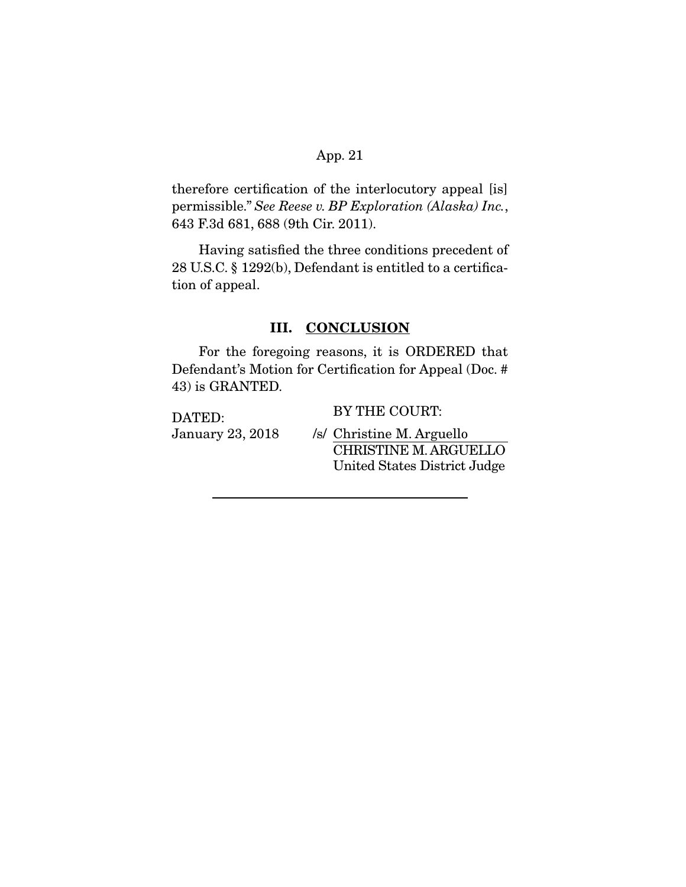therefore certification of the interlocutory appeal [is] permissible." *See Reese v. BP Exploration (Alaska) Inc.*, 643 F.3d 681, 688 (9th Cir. 2011).

Having satisfied the three conditions precedent of 28 U.S.C. § 1292(b), Defendant is entitled to a certification of appeal.

## III. CONCLUSION

For the foregoing reasons, it is ORDERED that Defendant's Motion for Certification for Appeal (Doc. # 43) is GRANTED.

DATED: January 23, 2018

BY THE COURT:

/s/ Christine M. Arguello
CHRISTINE M. ARGUELLO
United States District Judge

---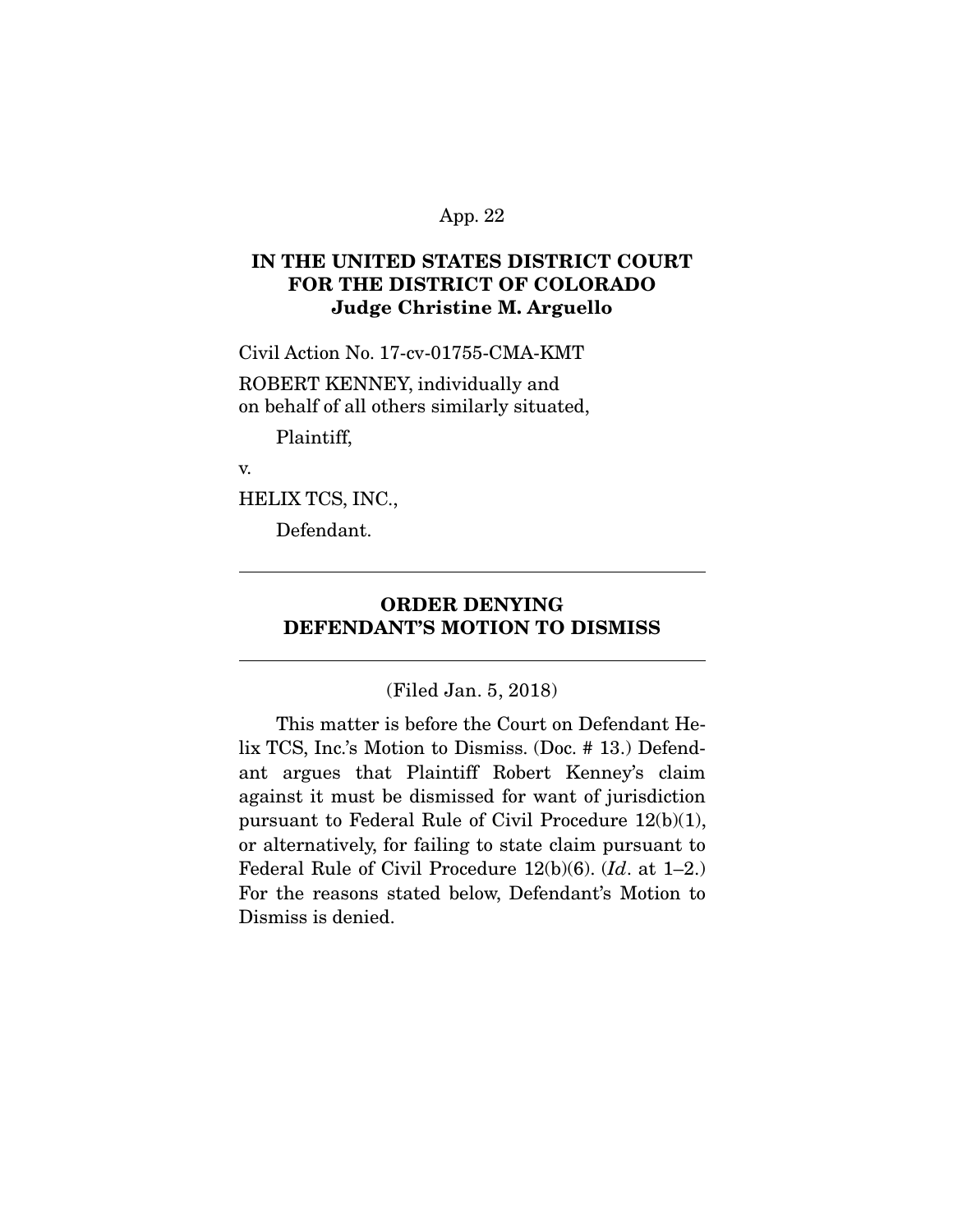**IN THE UNITED STATES DISTRICT COURT**
**FOR THE DISTRICT OF COLORADO**
**Judge Christine M. Arguello**

Civil Action No. 17-cv-01755-CMA-KMT

ROBERT KENNEY, individually and
on behalf of all others similarly situated,

Plaintiff,

v.

HELIX TCS, INC.,

Defendant.

---

**ORDER DENYING**
**DEFENDANT'S MOTION TO DISMISS**

---

(Filed Jan. 5, 2018)

This matter is before the Court on Defendant Helix TCS, Inc.'s Motion to Dismiss. (Doc. # 13.) Defendant argues that Plaintiff Robert Kenney's claim against it must be dismissed for want of jurisdiction pursuant to Federal Rule of Civil Procedure 12(b)(1), or alternatively, for failing to state claim pursuant to Federal Rule of Civil Procedure 12(b)(6). (*Id*. at 1–2.) For the reasons stated below, Defendant's Motion to Dismiss is denied.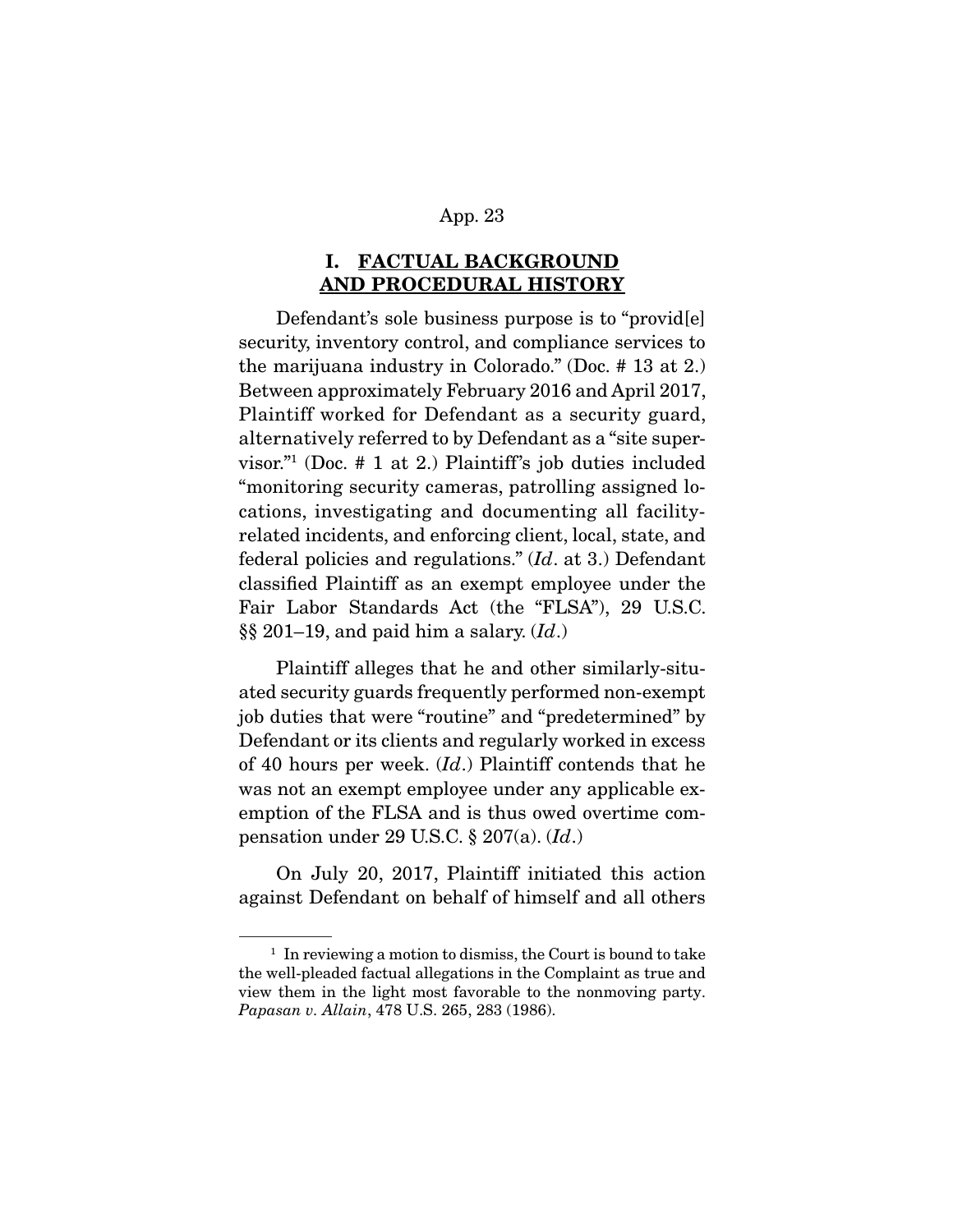## I. <u>FACTUAL BACKGROUND AND PROCEDURAL HISTORY</u>

Defendant's sole business purpose is to "provid[e] security, inventory control, and compliance services to the marijuana industry in Colorado." (Doc. # 13 at 2.) Between approximately February 2016 and April 2017, Plaintiff worked for Defendant as a security guard, alternatively referred to by Defendant as a "site supervisor."[1] (Doc. # 1 at 2.) Plaintiff's job duties included "monitoring security cameras, patrolling assigned locations, investigating and documenting all facility-related incidents, and enforcing client, local, state, and federal policies and regulations." (*Id*. at 3.) Defendant classified Plaintiff as an exempt employee under the Fair Labor Standards Act (the "FLSA"), 29 U.S.C. §§ 201–19, and paid him a salary. (*Id*.)

Plaintiff alleges that he and other similarly-situated security guards frequently performed non-exempt job duties that were "routine" and "predetermined" by Defendant or its clients and regularly worked in excess of 40 hours per week. (*Id*.) Plaintiff contends that he was not an exempt employee under any applicable exemption of the FLSA and is thus owed overtime compensation under 29 U.S.C. § 207(a). (*Id*.)

On July 20, 2017, Plaintiff initiated this action against Defendant on behalf of himself and all others

---

[1] In reviewing a motion to dismiss, the Court is bound to take the well-pleaded factual allegations in the Complaint as true and view them in the light most favorable to the nonmoving party. *Papasan v. Allain*, 478 U.S. 265, 283 (1986).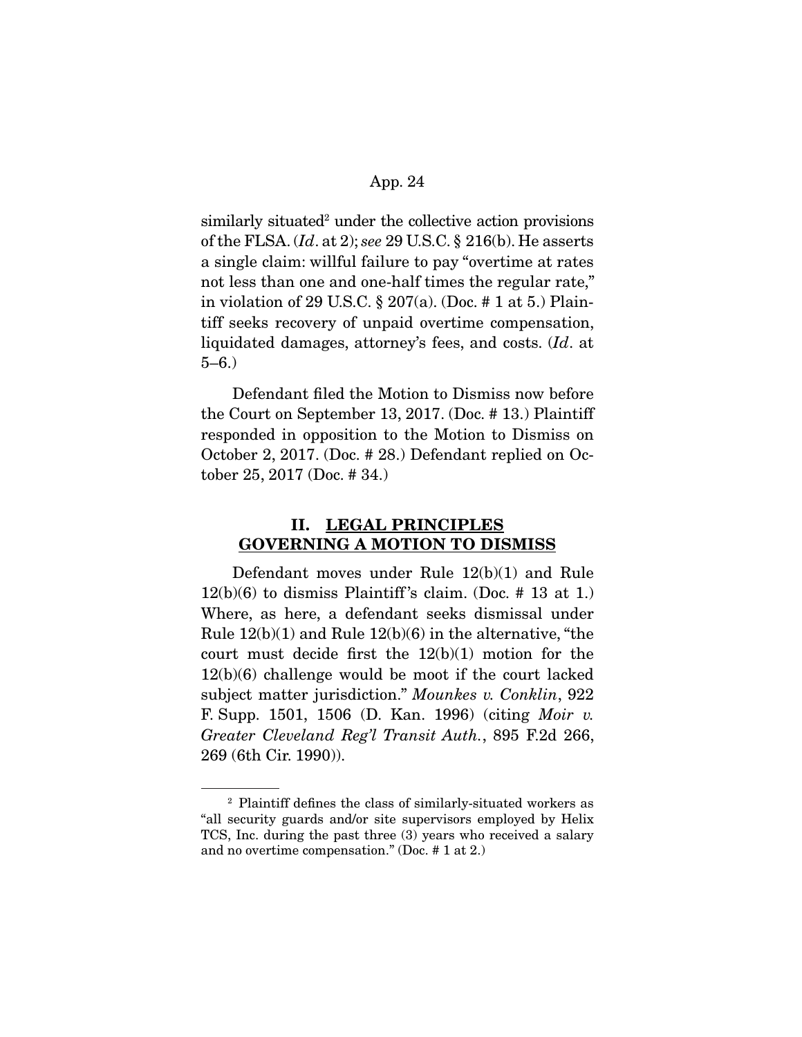similarly situated[2] under the collective action provisions of the FLSA. (*Id*. at 2); *see* 29 U.S.C. § 216(b). He asserts a single claim: willful failure to pay "overtime at rates not less than one and one-half times the regular rate," in violation of 29 U.S.C. § 207(a). (Doc. # 1 at 5.) Plaintiff seeks recovery of unpaid overtime compensation, liquidated damages, attorney's fees, and costs. (*Id*. at 5–6.)

Defendant filed the Motion to Dismiss now before the Court on September 13, 2017. (Doc. # 13.) Plaintiff responded in opposition to the Motion to Dismiss on October 2, 2017. (Doc. # 28.) Defendant replied on October 25, 2017 (Doc. # 34.)

## II. LEGAL PRINCIPLES GOVERNING A MOTION TO DISMISS

Defendant moves under Rule 12(b)(1) and Rule 12(b)(6) to dismiss Plaintiff's claim. (Doc. # 13 at 1.) Where, as here, a defendant seeks dismissal under Rule 12(b)(1) and Rule 12(b)(6) in the alternative, "the court must decide first the 12(b)(1) motion for the 12(b)(6) challenge would be moot if the court lacked subject matter jurisdiction." *Mounkes v. Conklin*, 922 F. Supp. 1501, 1506 (D. Kan. 1996) (citing *Moir v. Greater Cleveland Reg'l Transit Auth.*, 895 F.2d 266, 269 (6th Cir. 1990)).

---

[2] Plaintiff defines the class of similarly-situated workers as "all security guards and/or site supervisors employed by Helix TCS, Inc. during the past three (3) years who received a salary and no overtime compensation." (Doc. # 1 at 2.)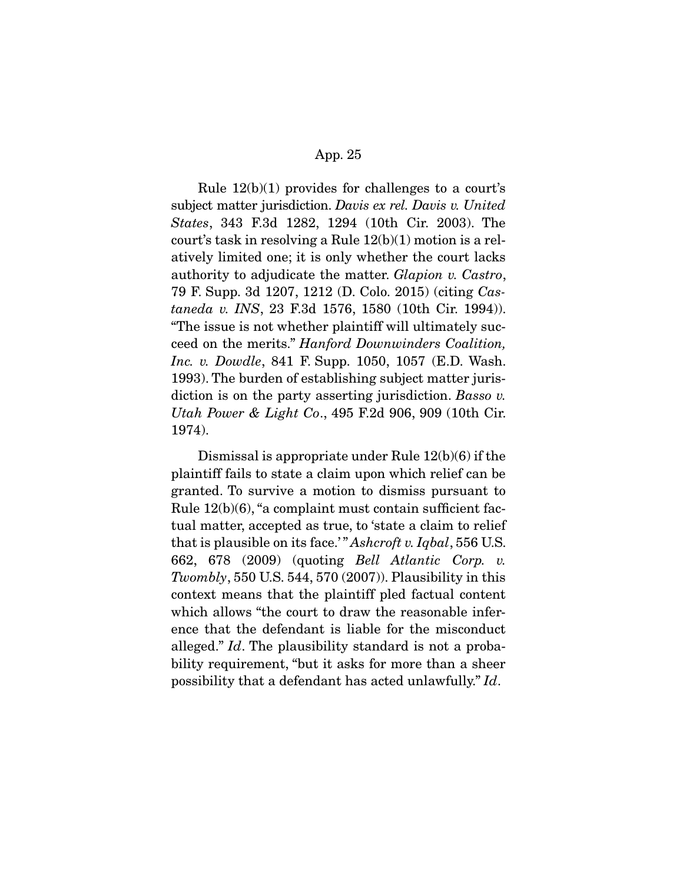Rule 12(b)(1) provides for challenges to a court's subject matter jurisdiction. *Davis ex rel. Davis v. United States*, 343 F.3d 1282, 1294 (10th Cir. 2003). The court's task in resolving a Rule 12(b)(1) motion is a relatively limited one; it is only whether the court lacks authority to adjudicate the matter. *Glapion v. Castro*, 79 F. Supp. 3d 1207, 1212 (D. Colo. 2015) (citing *Castaneda v. INS*, 23 F.3d 1576, 1580 (10th Cir. 1994)). "The issue is not whether plaintiff will ultimately succeed on the merits." *Hanford Downwinders Coalition, Inc. v. Dowdle*, 841 F. Supp. 1050, 1057 (E.D. Wash. 1993). The burden of establishing subject matter jurisdiction is on the party asserting jurisdiction. *Basso v. Utah Power & Light Co*., 495 F.2d 906, 909 (10th Cir. 1974).

Dismissal is appropriate under Rule 12(b)(6) if the plaintiff fails to state a claim upon which relief can be granted. To survive a motion to dismiss pursuant to Rule 12(b)(6), "a complaint must contain sufficient factual matter, accepted as true, to 'state a claim to relief that is plausible on its face.'" *Ashcroft v. Iqbal*, 556 U.S. 662, 678 (2009) (quoting *Bell Atlantic Corp. v. Twombly*, 550 U.S. 544, 570 (2007)). Plausibility in this context means that the plaintiff pled factual content which allows "the court to draw the reasonable inference that the defendant is liable for the misconduct alleged." *Id*. The plausibility standard is not a probability requirement, "but it asks for more than a sheer possibility that a defendant has acted unlawfully." *Id*.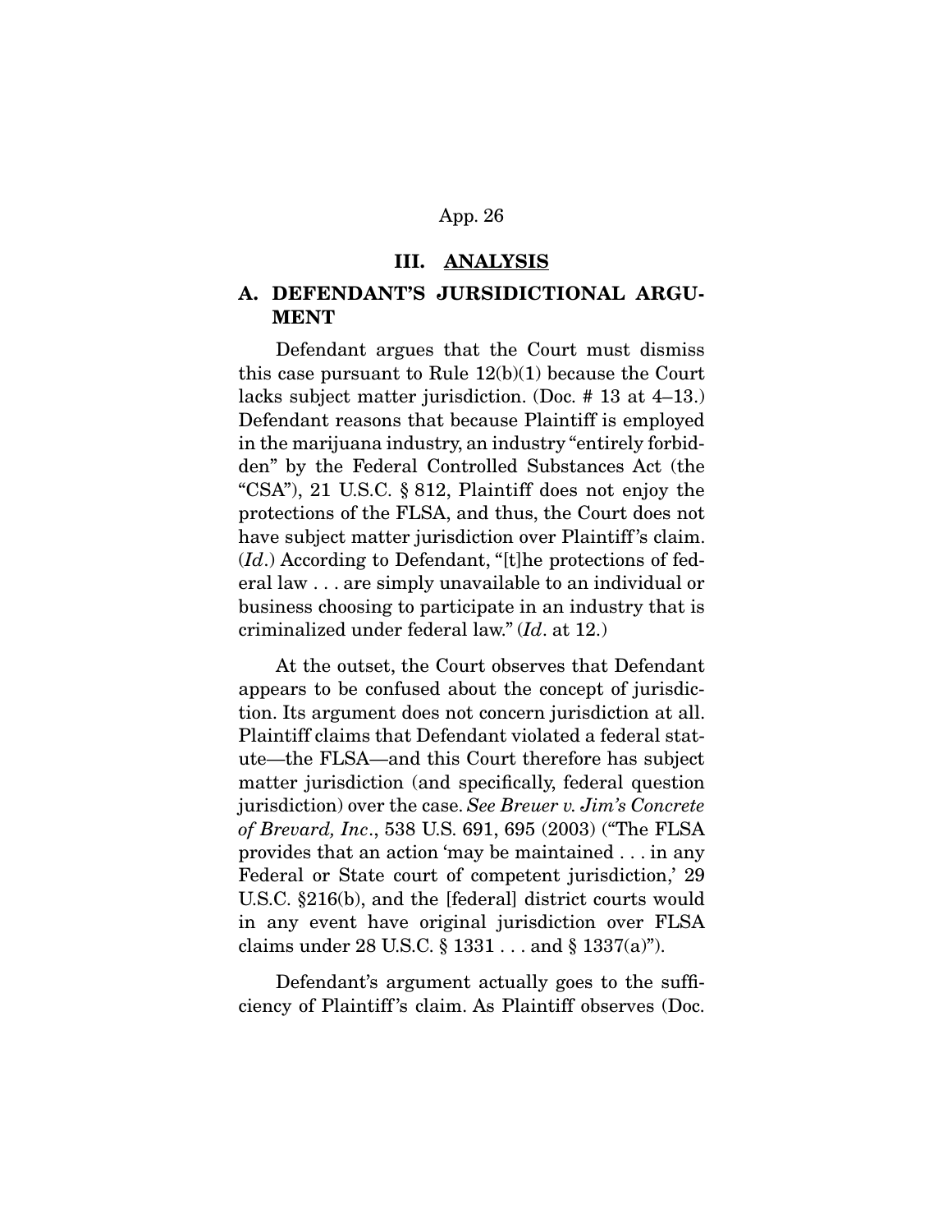## III. ANALYSIS

### A. DEFENDANT'S JURSIDICTIONAL ARGUMENT

Defendant argues that the Court must dismiss this case pursuant to Rule 12(b)(1) because the Court lacks subject matter jurisdiction. (Doc. # 13 at 4–13.) Defendant reasons that because Plaintiff is employed in the marijuana industry, an industry "entirely forbidden" by the Federal Controlled Substances Act (the "CSA"), 21 U.S.C. § 812, Plaintiff does not enjoy the protections of the FLSA, and thus, the Court does not have subject matter jurisdiction over Plaintiff's claim. (*Id*.) According to Defendant, "[t]he protections of federal law . . . are simply unavailable to an individual or business choosing to participate in an industry that is criminalized under federal law." (*Id*. at 12.)

At the outset, the Court observes that Defendant appears to be confused about the concept of jurisdiction. Its argument does not concern jurisdiction at all. Plaintiff claims that Defendant violated a federal statute—the FLSA—and this Court therefore has subject matter jurisdiction (and specifically, federal question jurisdiction) over the case. *See Breuer v. Jim's Concrete of Brevard, Inc*., 538 U.S. 691, 695 (2003) ("The FLSA provides that an action 'may be maintained . . . in any Federal or State court of competent jurisdiction,' 29 U.S.C. §216(b), and the [federal] district courts would in any event have original jurisdiction over FLSA claims under 28 U.S.C. § 1331 . . . and § 1337(a)").

Defendant's argument actually goes to the sufficiency of Plaintiff's claim. As Plaintiff observes (Doc.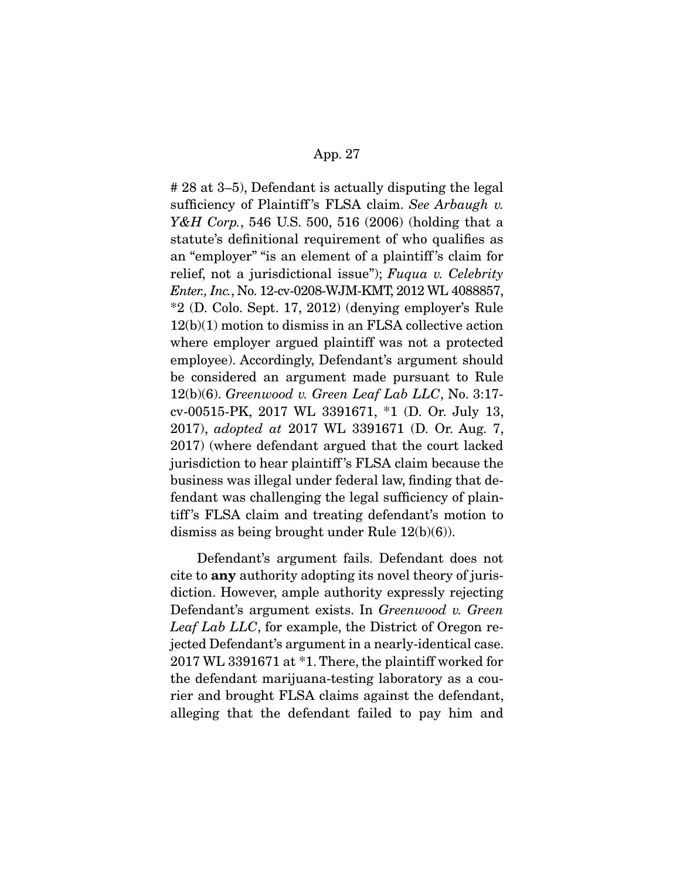# 28 at 3–5), Defendant is actually disputing the legal sufficiency of Plaintiff's FLSA claim. *See Arbaugh v. Y&H Corp.*, 546 U.S. 500, 516 (2006) (holding that a statute's definitional requirement of who qualifies as an "employer" "is an element of a plaintiff's claim for relief, not a jurisdictional issue"); *Fuqua v. Celebrity Enter., Inc.*, No. 12-cv-0208-WJM-KMT, 2012 WL 4088857, *2 (D. Colo. Sept. 17, 2012) (denying employer's Rule 12(b)(1) motion to dismiss in an FLSA collective action where employer argued plaintiff was not a protected employee). Accordingly, Defendant's argument should be considered an argument made pursuant to Rule 12(b)(6). *Greenwood v. Green Leaf Lab LLC*, No. 3:17-cv-00515-PK, 2017 WL 3391671, *1 (D. Or. July 13, 2017), *adopted at* 2017 WL 3391671 (D. Or. Aug. 7, 2017) (where defendant argued that the court lacked jurisdiction to hear plaintiff's FLSA claim because the business was illegal under federal law, finding that defendant was challenging the legal sufficiency of plaintiff's FLSA claim and treating defendant's motion to dismiss as being brought under Rule 12(b)(6)).

Defendant's argument fails. Defendant does not cite to **any** authority adopting its novel theory of jurisdiction. However, ample authority expressly rejecting Defendant's argument exists. In *Greenwood v. Green Leaf Lab LLC*, for example, the District of Oregon rejected Defendant's argument in a nearly-identical case. 2017 WL 3391671 at *1. There, the plaintiff worked for the defendant marijuana-testing laboratory as a courier and brought FLSA claims against the defendant, alleging that the defendant failed to pay him and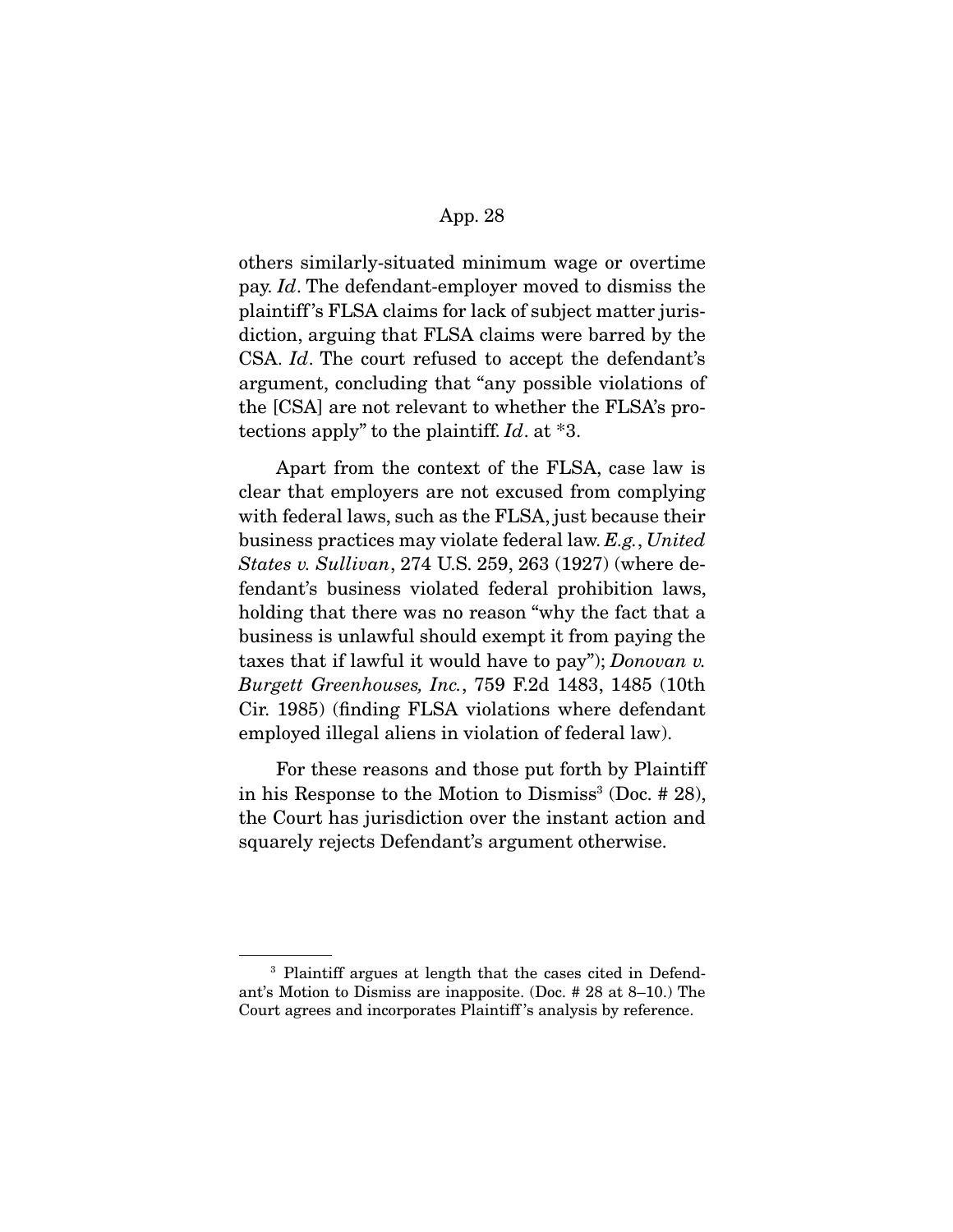others similarly-situated minimum wage or overtime pay. *Id*. The defendant-employer moved to dismiss the plaintiff's FLSA claims for lack of subject matter jurisdiction, arguing that FLSA claims were barred by the CSA. *Id*. The court refused to accept the defendant's argument, concluding that "any possible violations of the [CSA] are not relevant to whether the FLSA's protections apply" to the plaintiff. *Id*. at *3.

Apart from the context of the FLSA, case law is clear that employers are not excused from complying with federal laws, such as the FLSA, just because their business practices may violate federal law. *E.g.*, *United States v. Sullivan*, 274 U.S. 259, 263 (1927) (where defendant's business violated federal prohibition laws, holding that there was no reason "why the fact that a business is unlawful should exempt it from paying the taxes that if lawful it would have to pay"); *Donovan v. Burgett Greenhouses, Inc.*, 759 F.2d 1483, 1485 (10th Cir. 1985) (finding FLSA violations where defendant employed illegal aliens in violation of federal law).

For these reasons and those put forth by Plaintiff in his Response to the Motion to Dismiss[3] (Doc. # 28), the Court has jurisdiction over the instant action and squarely rejects Defendant's argument otherwise.

---

[3] Plaintiff argues at length that the cases cited in Defendant's Motion to Dismiss are inapposite. (Doc. # 28 at 8–10.) The Court agrees and incorporates Plaintiff's analysis by reference.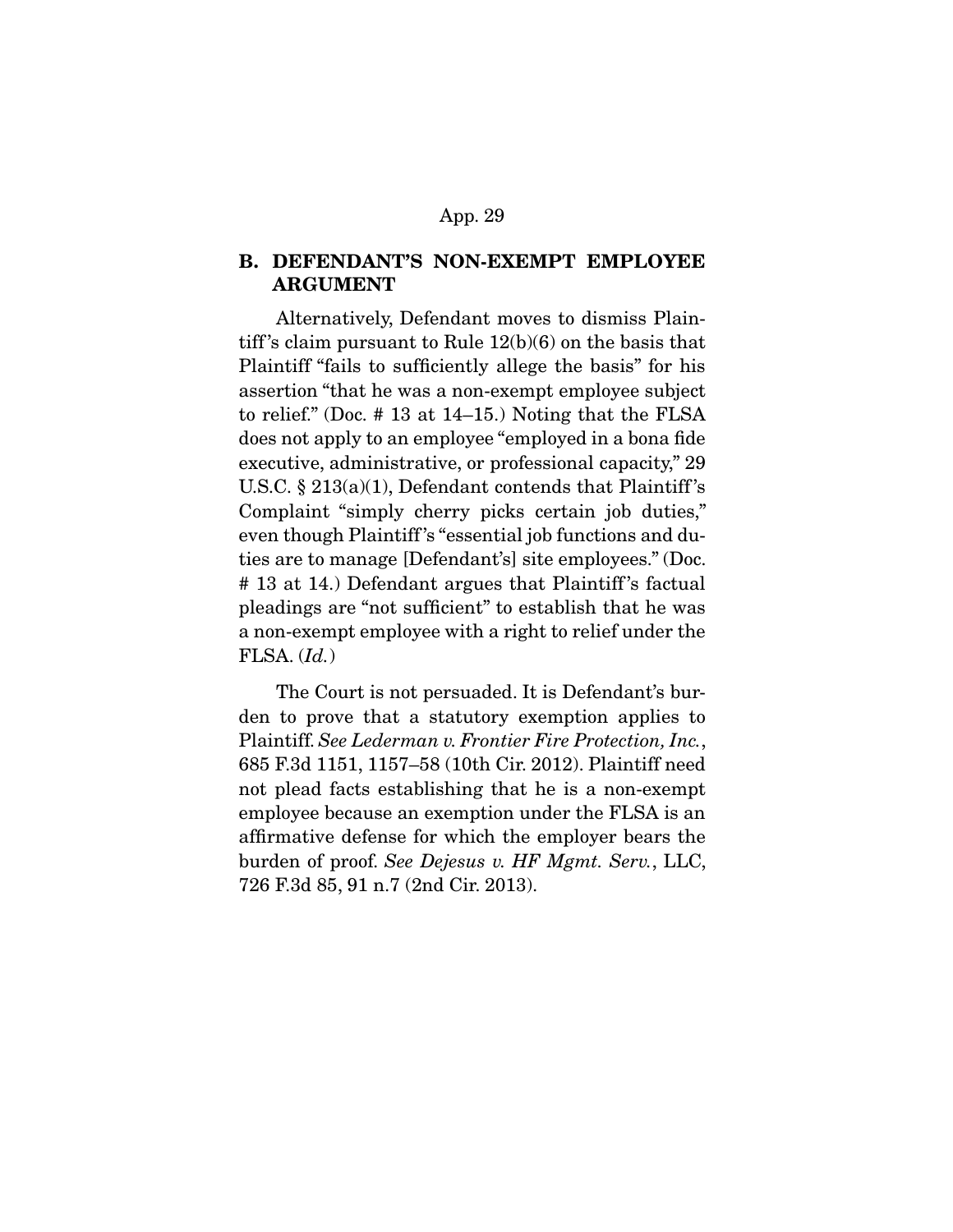## B. DEFENDANT'S NON-EXEMPT EMPLOYEE ARGUMENT

Alternatively, Defendant moves to dismiss Plaintiff's claim pursuant to Rule 12(b)(6) on the basis that Plaintiff "fails to sufficiently allege the basis" for his assertion "that he was a non-exempt employee subject to relief." (Doc. # 13 at 14–15.) Noting that the FLSA does not apply to an employee "employed in a bona fide executive, administrative, or professional capacity," 29 U.S.C. § 213(a)(1), Defendant contends that Plaintiff's Complaint "simply cherry picks certain job duties," even though Plaintiff's "essential job functions and duties are to manage [Defendant's] site employees." (Doc. # 13 at 14.) Defendant argues that Plaintiff's factual pleadings are "not sufficient" to establish that he was a non-exempt employee with a right to relief under the FLSA. (*Id.*)

The Court is not persuaded. It is Defendant's burden to prove that a statutory exemption applies to Plaintiff. *See Lederman v. Frontier Fire Protection, Inc.*, 685 F.3d 1151, 1157–58 (10th Cir. 2012). Plaintiff need not plead facts establishing that he is a non-exempt employee because an exemption under the FLSA is an affirmative defense for which the employer bears the burden of proof. *See Dejesus v. HF Mgmt. Serv.*, LLC, 726 F.3d 85, 91 n.7 (2nd Cir. 2013).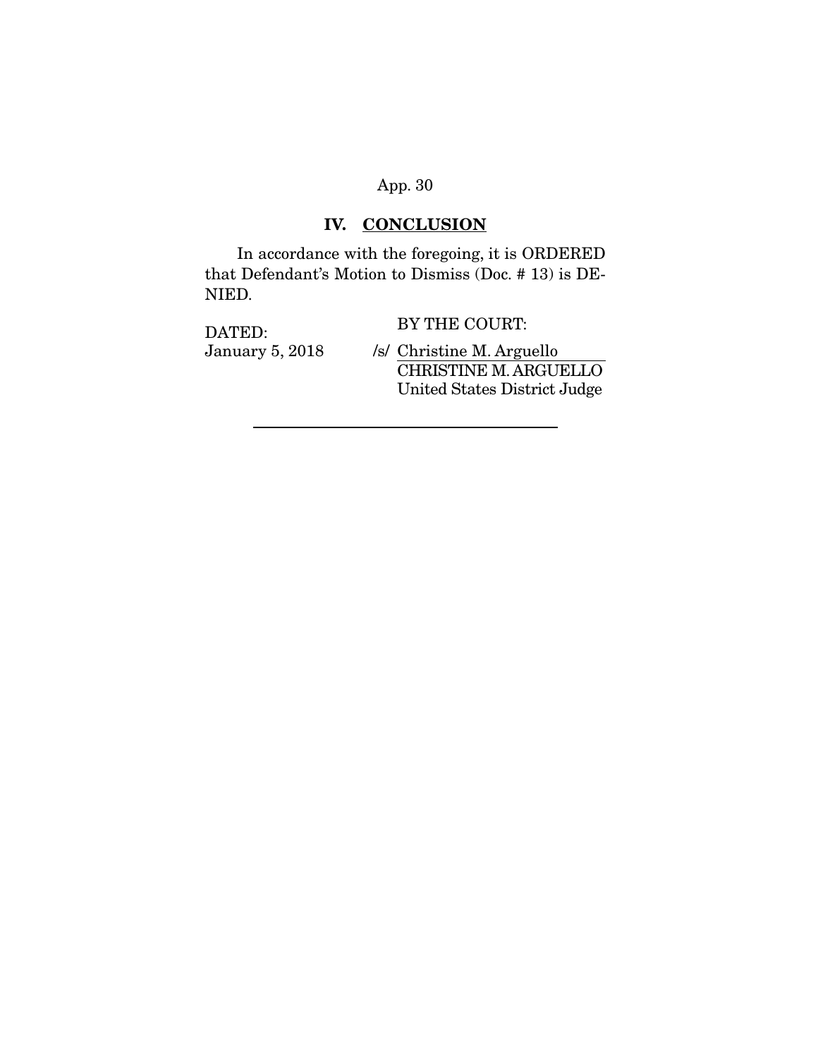## IV. CONCLUSION

In accordance with the foregoing, it is ORDERED that Defendant's Motion to Dismiss (Doc. # 13) is DENIED.

DATED: January 5, 2018

BY THE COURT:

/s/ Christine M. Arguello
CHRISTINE M. ARGUELLO
United States District Judge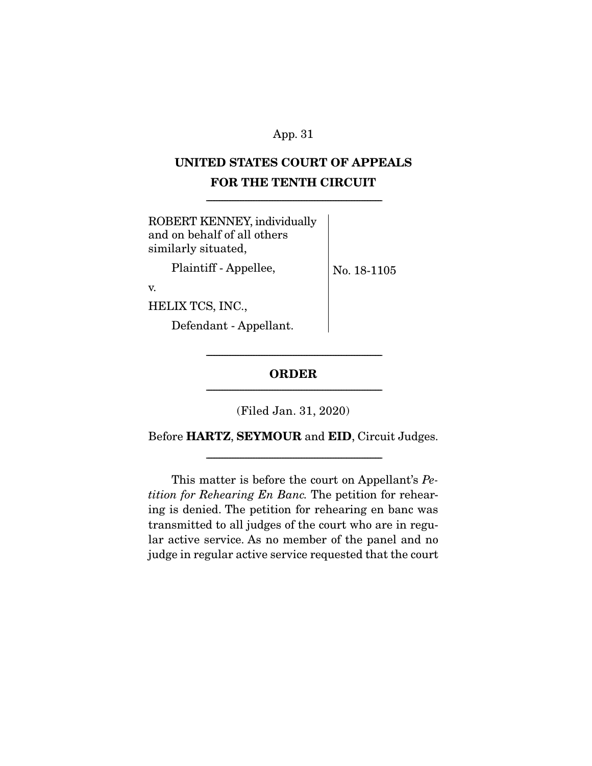# UNITED STATES COURT OF APPEALS
# FOR THE TENTH CIRCUIT

---

| | |
|---|---|
| ROBERT KENNEY, individually and on behalf of all others similarly situated,<br><br>Plaintiff - Appellee,<br><br>v.<br><br>HELIX TCS, INC.,<br><br>Defendant - Appellant. | No. 18-1105 |

---

## ORDER

---

(Filed Jan. 31, 2020)

Before **HARTZ**, **SEYMOUR** and **EID**, Circuit Judges.

---

This matter is before the court on Appellant's *Petition for Rehearing En Banc.* The petition for rehearing is denied. The petition for rehearing en banc was transmitted to all judges of the court who are in regular active service. As no member of the panel and no judge in regular active service requested that the court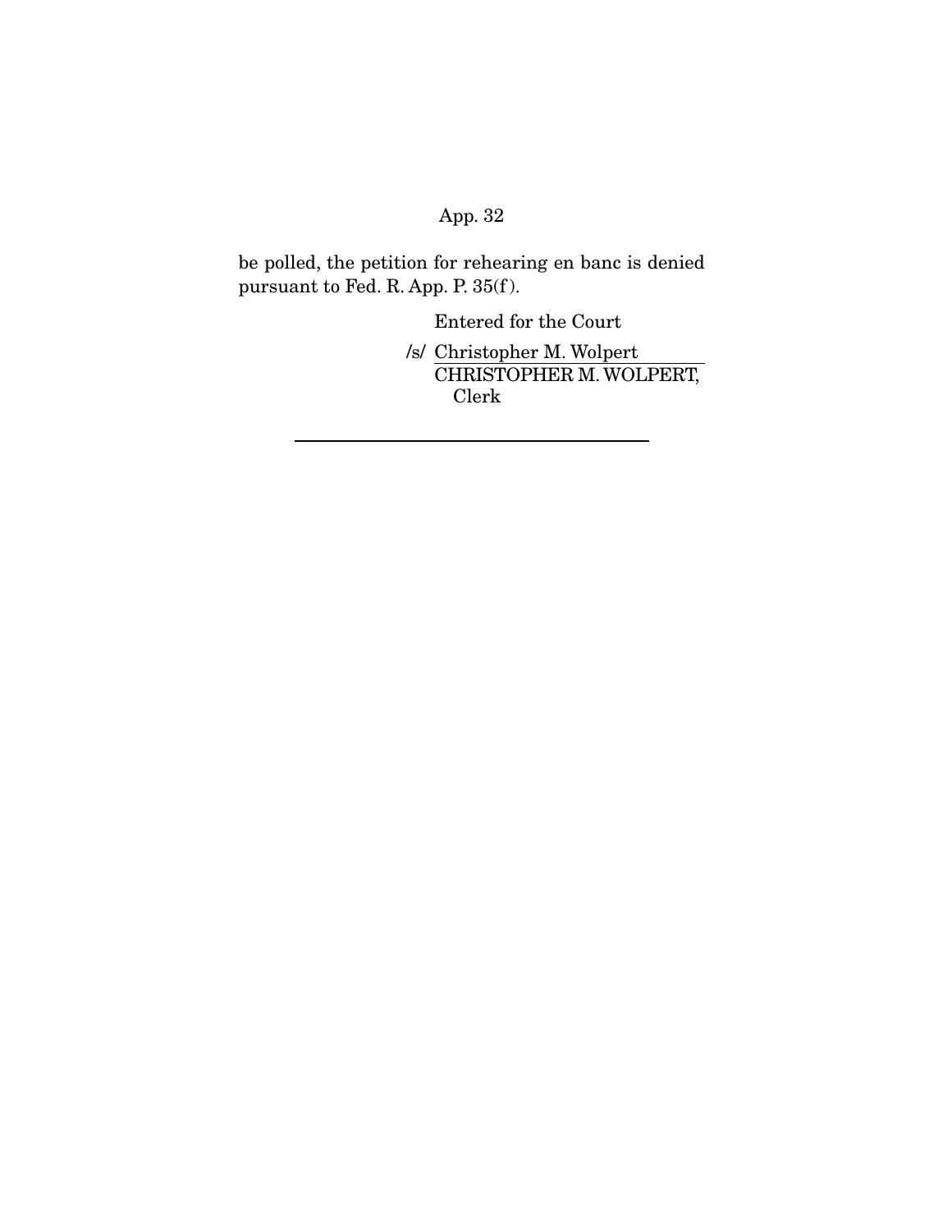be polled, the petition for rehearing en banc is denied pursuant to Fed. R. App. P. 35(f).

Entered for the Court

/s/ Christopher M. Wolpert
CHRISTOPHER M. WOLPERT,
Clerk

---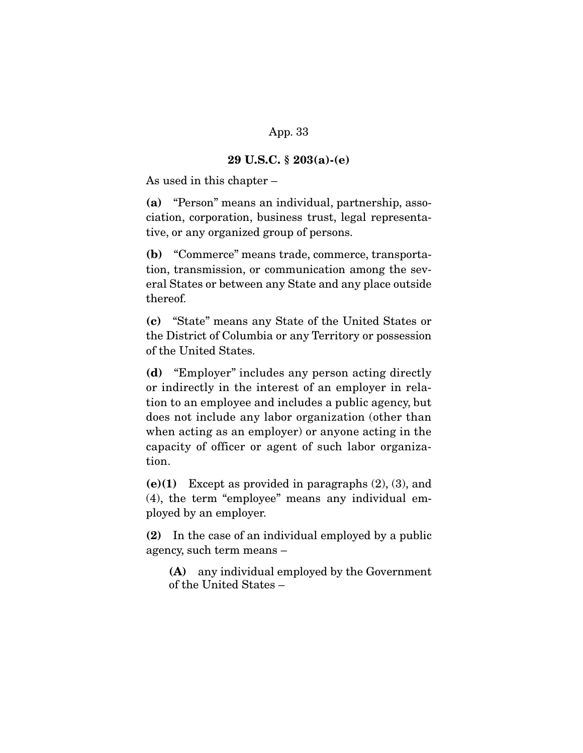## 29 U.S.C. § 203(a)-(e)

As used in this chapter –

**(a)** "Person" means an individual, partnership, association, corporation, business trust, legal representative, or any organized group of persons.

**(b)** "Commerce" means trade, commerce, transportation, transmission, or communication among the several States or between any State and any place outside thereof.

**(c)** "State" means any State of the United States or the District of Columbia or any Territory or possession of the United States.

**(d)** "Employer" includes any person acting directly or indirectly in the interest of an employer in relation to an employee and includes a public agency, but does not include any labor organization (other than when acting as an employer) or anyone acting in the capacity of officer or agent of such labor organization.

**(e)(1)** Except as provided in paragraphs (2), (3), and (4), the term "employee" means any individual employed by an employer.

**(2)** In the case of an individual employed by a public agency, such term means –

> **(A)** any individual employed by the Government of the United States –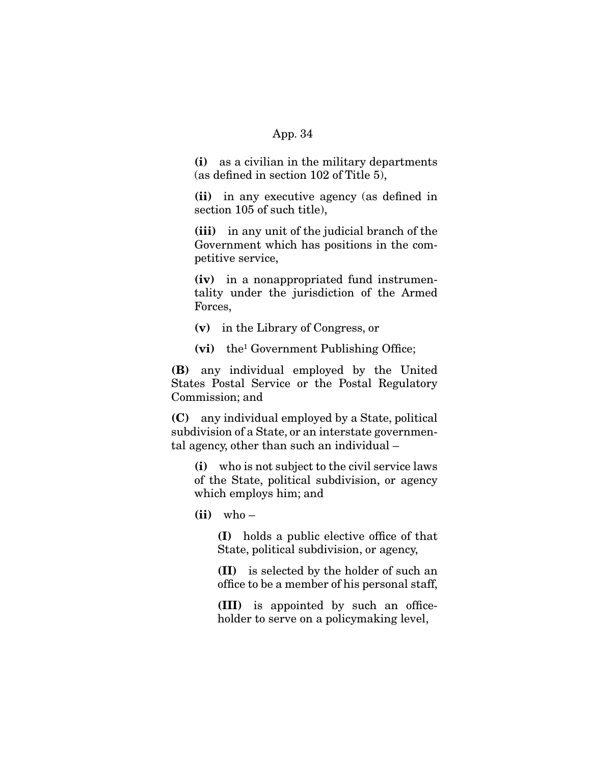**(i)** as a civilian in the military departments (as defined in section 102 of Title 5),

**(ii)** in any executive agency (as defined in section 105 of such title),

**(iii)** in any unit of the judicial branch of the Government which has positions in the competitive service,

**(iv)** in a nonappropriated fund instrumentality under the jurisdiction of the Armed Forces,

**(v)** in the Library of Congress, or

**(vi)** the[1] Government Publishing Office;

**(B)** any individual employed by the United States Postal Service or the Postal Regulatory Commission; and

**(C)** any individual employed by a State, political subdivision of a State, or an interstate governmental agency, other than such an individual –

**(i)** who is not subject to the civil service laws of the State, political subdivision, or agency which employs him; and

**(ii)** who –

**(I)** holds a public elective office of that State, political subdivision, or agency,

**(II)** is selected by the holder of such an office to be a member of his personal staff,

**(III)** is appointed by such an officeholder to serve on a policymaking level,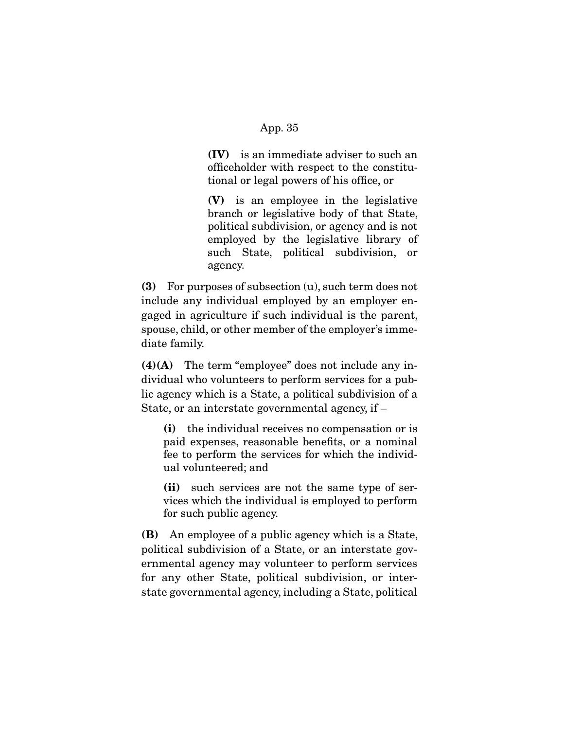**(IV)** is an immediate adviser to such an officeholder with respect to the constitutional or legal powers of his office, or

**(V)** is an employee in the legislative branch or legislative body of that State, political subdivision, or agency and is not employed by the legislative library of such State, political subdivision, or agency.

**(3)** For purposes of subsection (u), such term does not include any individual employed by an employer engaged in agriculture if such individual is the parent, spouse, child, or other member of the employer's immediate family.

**(4)(A)** The term "employee" does not include any individual who volunteers to perform services for a public agency which is a State, a political subdivision of a State, or an interstate governmental agency, if –

**(i)** the individual receives no compensation or is paid expenses, reasonable benefits, or a nominal fee to perform the services for which the individual volunteered; and

**(ii)** such services are not the same type of services which the individual is employed to perform for such public agency.

**(B)** An employee of a public agency which is a State, political subdivision of a State, or an interstate governmental agency may volunteer to perform services for any other State, political subdivision, or interstate governmental agency, including a State, political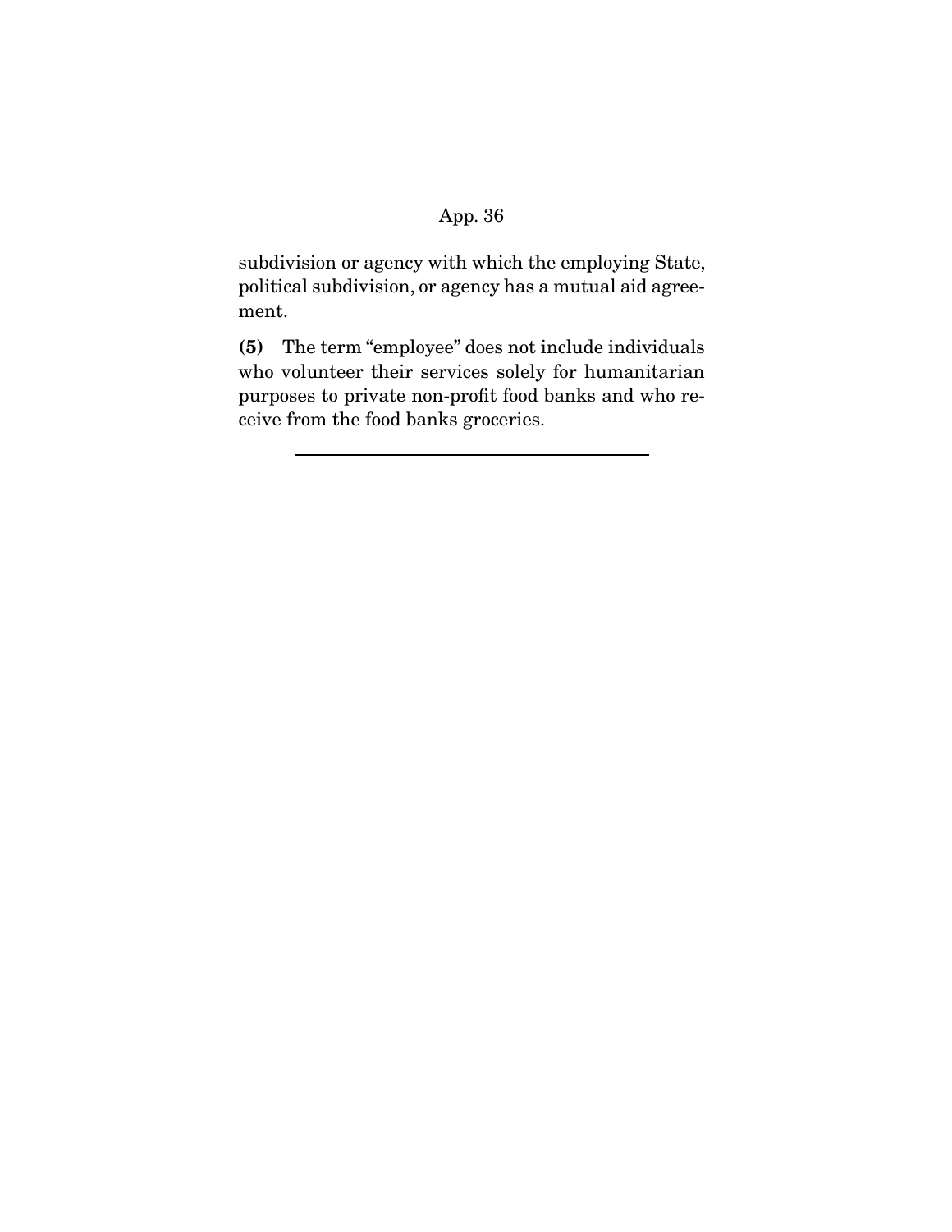subdivision or agency with which the employing State, political subdivision, or agency has a mutual aid agreement.

**(5)** The term "employee" does not include individuals who volunteer their services solely for humanitarian purposes to private non-profit food banks and who receive from the food banks groceries.

---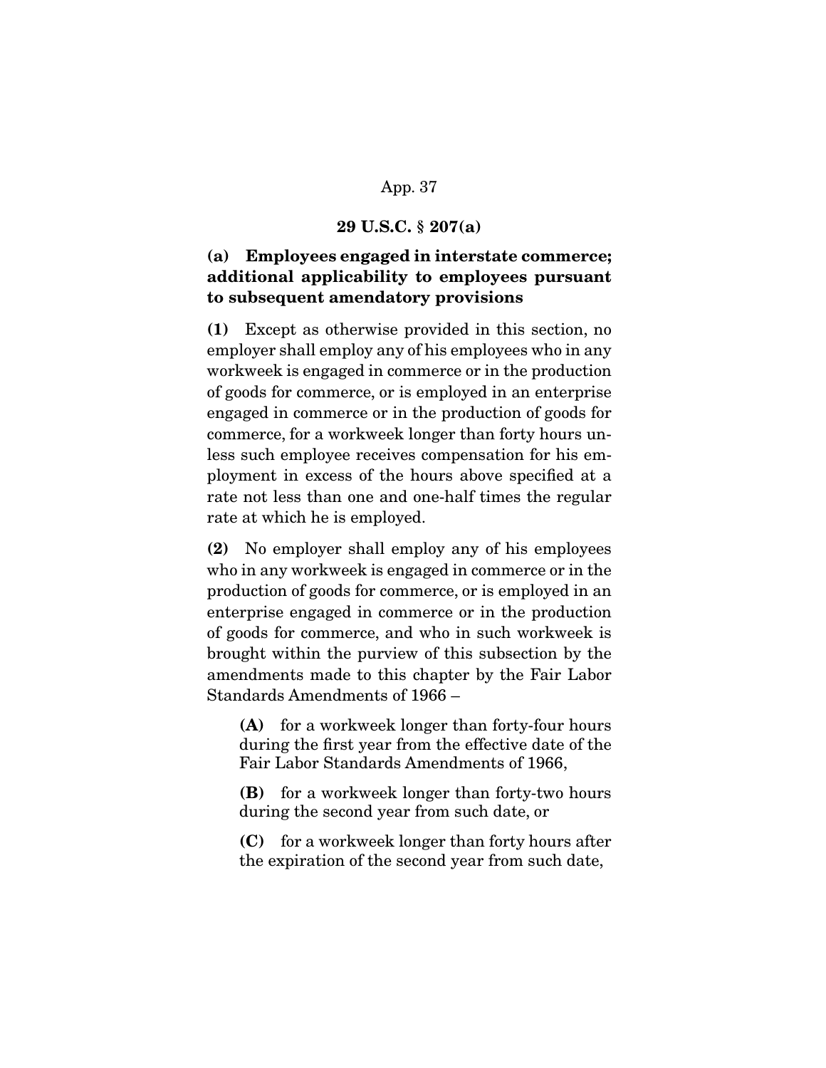## 29 U.S.C. § 207(a)

### (a) Employees engaged in interstate commerce; additional applicability to employees pursuant to subsequent amendatory provisions

**(1)** Except as otherwise provided in this section, no employer shall employ any of his employees who in any workweek is engaged in commerce or in the production of goods for commerce, or is employed in an enterprise engaged in commerce or in the production of goods for commerce, for a workweek longer than forty hours unless such employee receives compensation for his employment in excess of the hours above specified at a rate not less than one and one-half times the regular rate at which he is employed.

**(2)** No employer shall employ any of his employees who in any workweek is engaged in commerce or in the production of goods for commerce, or is employed in an enterprise engaged in commerce or in the production of goods for commerce, and who in such workweek is brought within the purview of this subsection by the amendments made to this chapter by the Fair Labor Standards Amendments of 1966 –

> **(A)** for a workweek longer than forty-four hours during the first year from the effective date of the Fair Labor Standards Amendments of 1966,
>
> **(B)** for a workweek longer than forty-two hours during the second year from such date, or
>
> **(C)** for a workweek longer than forty hours after the expiration of the second year from such date,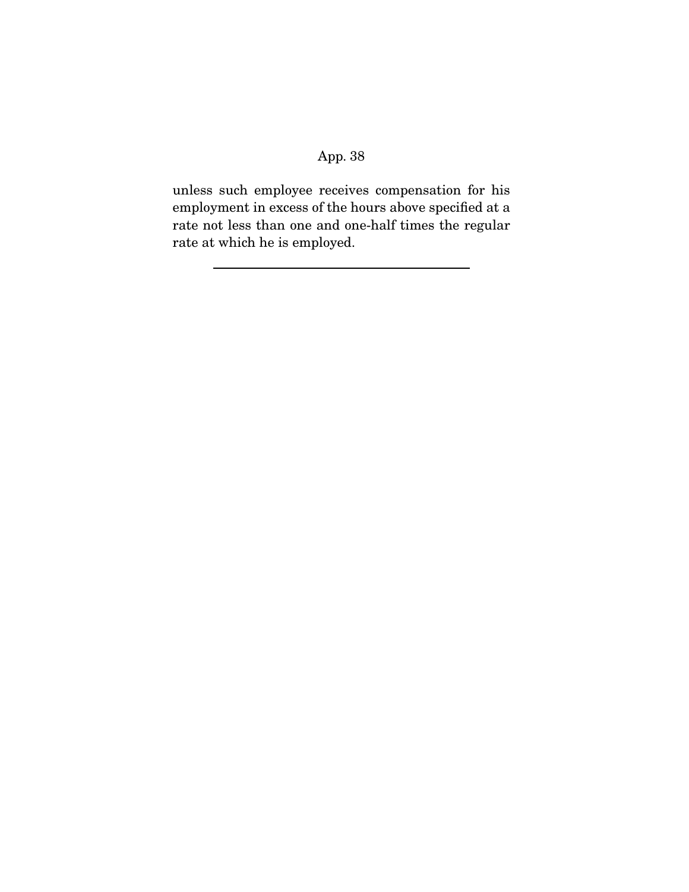unless such employee receives compensation for his employment in excess of the hours above specified at a rate not less than one and one-half times the regular rate at which he is employed.

---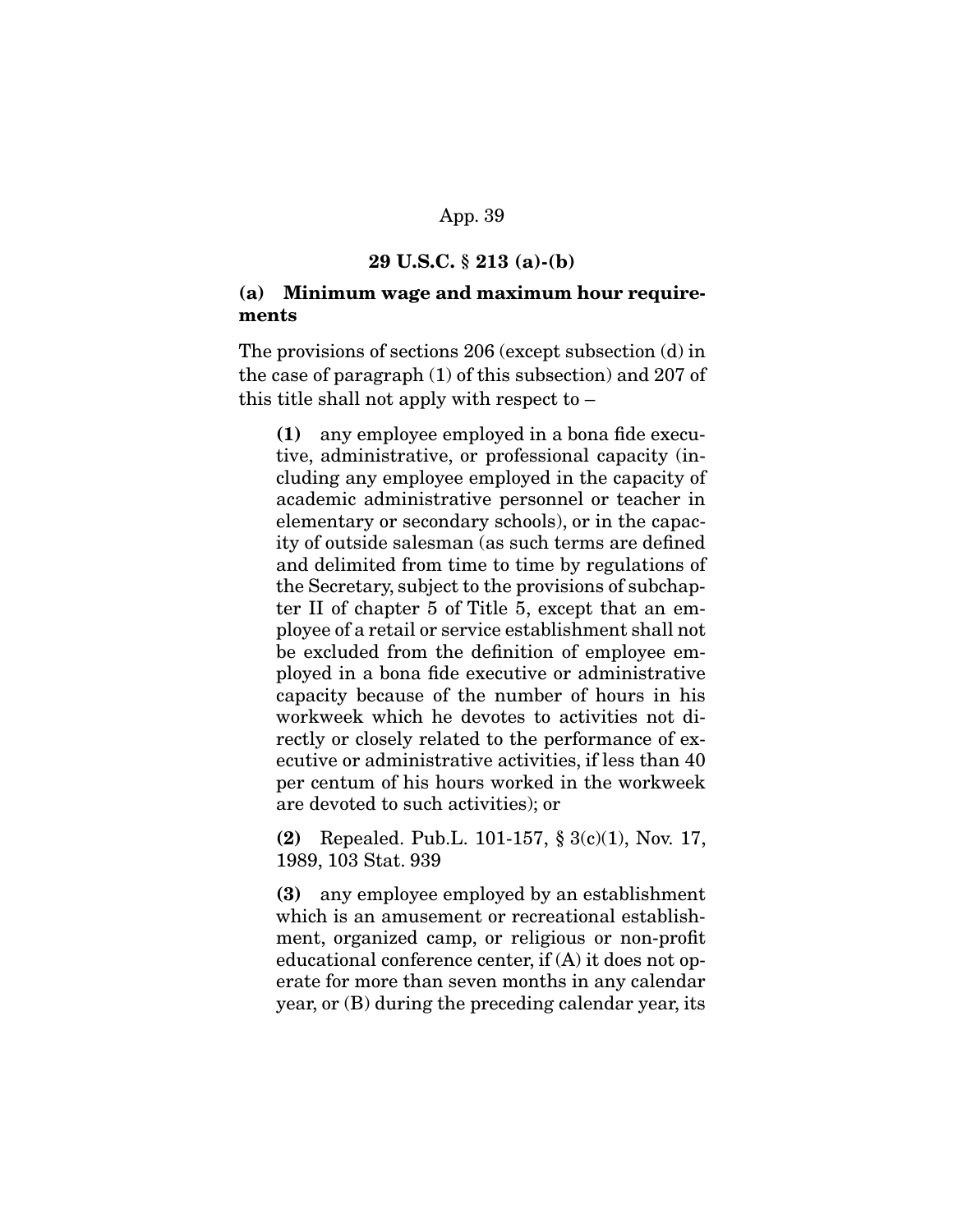## 29 U.S.C. § 213 (a)-(b)

### (a) Minimum wage and maximum hour requirements

The provisions of sections 206 (except subsection (d) in the case of paragraph (1) of this subsection) and 207 of this title shall not apply with respect to –

**(1)** any employee employed in a bona fide executive, administrative, or professional capacity (including any employee employed in the capacity of academic administrative personnel or teacher in elementary or secondary schools), or in the capacity of outside salesman (as such terms are defined and delimited from time to time by regulations of the Secretary, subject to the provisions of subchapter II of chapter 5 of Title 5, except that an employee of a retail or service establishment shall not be excluded from the definition of employee employed in a bona fide executive or administrative capacity because of the number of hours in his workweek which he devotes to activities not directly or closely related to the performance of executive or administrative activities, if less than 40 per centum of his hours worked in the workweek are devoted to such activities); or

**(2)** Repealed. Pub.L. 101-157, § 3(c)(1), Nov. 17, 1989, 103 Stat. 939

**(3)** any employee employed by an establishment which is an amusement or recreational establishment, organized camp, or religious or non-profit educational conference center, if (A) it does not operate for more than seven months in any calendar year, or (B) during the preceding calendar year, its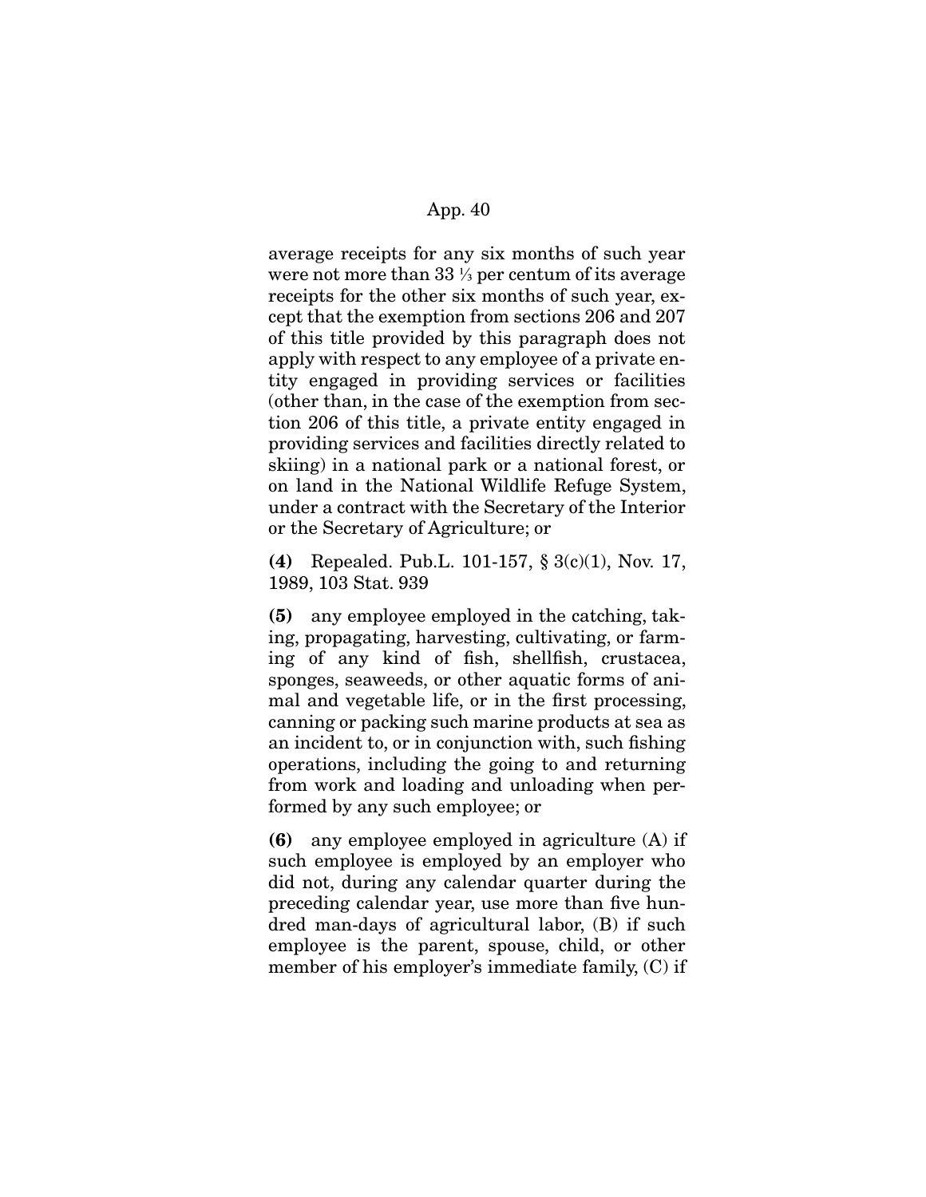average receipts for any six months of such year were not more than 33 ⅓ per centum of its average receipts for the other six months of such year, except that the exemption from sections 206 and 207 of this title provided by this paragraph does not apply with respect to any employee of a private entity engaged in providing services or facilities (other than, in the case of the exemption from section 206 of this title, a private entity engaged in providing services and facilities directly related to skiing) in a national park or a national forest, or on land in the National Wildlife Refuge System, under a contract with the Secretary of the Interior or the Secretary of Agriculture; or

**(4)** Repealed. Pub.L. 101-157, § 3(c)(1), Nov. 17, 1989, 103 Stat. 939

**(5)** any employee employed in the catching, taking, propagating, harvesting, cultivating, or farming of any kind of fish, shellfish, crustacea, sponges, seaweeds, or other aquatic forms of animal and vegetable life, or in the first processing, canning or packing such marine products at sea as an incident to, or in conjunction with, such fishing operations, including the going to and returning from work and loading and unloading when performed by any such employee; or

**(6)** any employee employed in agriculture (A) if such employee is employed by an employer who did not, during any calendar quarter during the preceding calendar year, use more than five hundred man-days of agricultural labor, (B) if such employee is the parent, spouse, child, or other member of his employer's immediate family, (C) if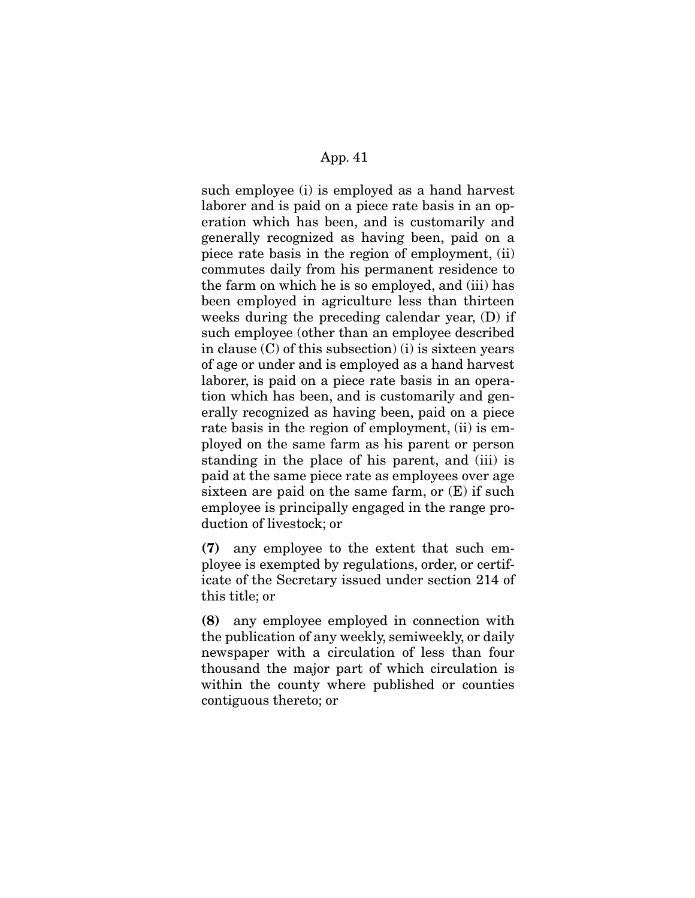such employee (i) is employed as a hand harvest laborer and is paid on a piece rate basis in an operation which has been, and is customarily and generally recognized as having been, paid on a piece rate basis in the region of employment, (ii) commutes daily from his permanent residence to the farm on which he is so employed, and (iii) has been employed in agriculture less than thirteen weeks during the preceding calendar year, (D) if such employee (other than an employee described in clause (C) of this subsection) (i) is sixteen years of age or under and is employed as a hand harvest laborer, is paid on a piece rate basis in an operation which has been, and is customarily and generally recognized as having been, paid on a piece rate basis in the region of employment, (ii) is employed on the same farm as his parent or person standing in the place of his parent, and (iii) is paid at the same piece rate as employees over age sixteen are paid on the same farm, or (E) if such employee is principally engaged in the range production of livestock; or

**(7)** any employee to the extent that such employee is exempted by regulations, order, or certificate of the Secretary issued under section 214 of this title; or

**(8)** any employee employed in connection with the publication of any weekly, semiweekly, or daily newspaper with a circulation of less than four thousand the major part of which circulation is within the county where published or counties contiguous thereto; or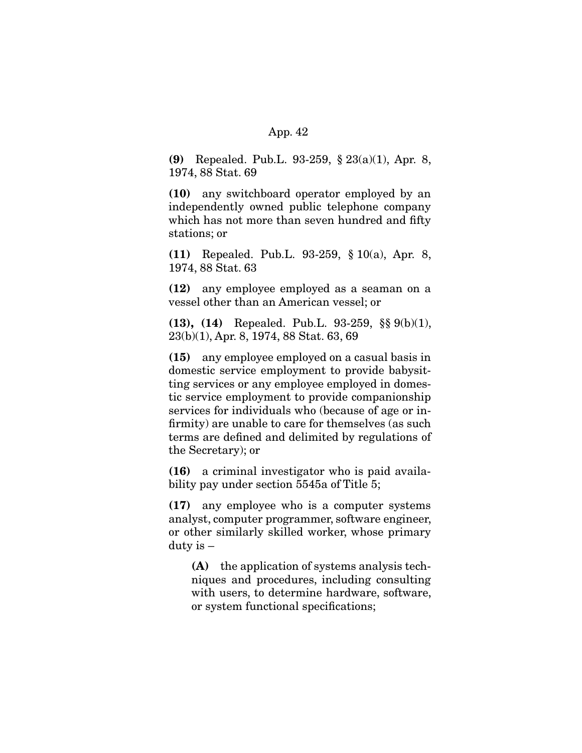**(9)** Repealed. Pub.L. 93-259, § 23(a)(1), Apr. 8, 1974, 88 Stat. 69

**(10)** any switchboard operator employed by an independently owned public telephone company which has not more than seven hundred and fifty stations; or

**(11)** Repealed. Pub.L. 93-259, § 10(a), Apr. 8, 1974, 88 Stat. 63

**(12)** any employee employed as a seaman on a vessel other than an American vessel; or

**(13), (14)** Repealed. Pub.L. 93-259, §§ 9(b)(1), 23(b)(1), Apr. 8, 1974, 88 Stat. 63, 69

**(15)** any employee employed on a casual basis in domestic service employment to provide babysitting services or any employee employed in domestic service employment to provide companionship services for individuals who (because of age or infirmity) are unable to care for themselves (as such terms are defined and delimited by regulations of the Secretary); or

**(16)** a criminal investigator who is paid availability pay under section 5545a of Title 5;

**(17)** any employee who is a computer systems analyst, computer programmer, software engineer, or other similarly skilled worker, whose primary duty is –

> **(A)** the application of systems analysis techniques and procedures, including consulting with users, to determine hardware, software, or system functional specifications;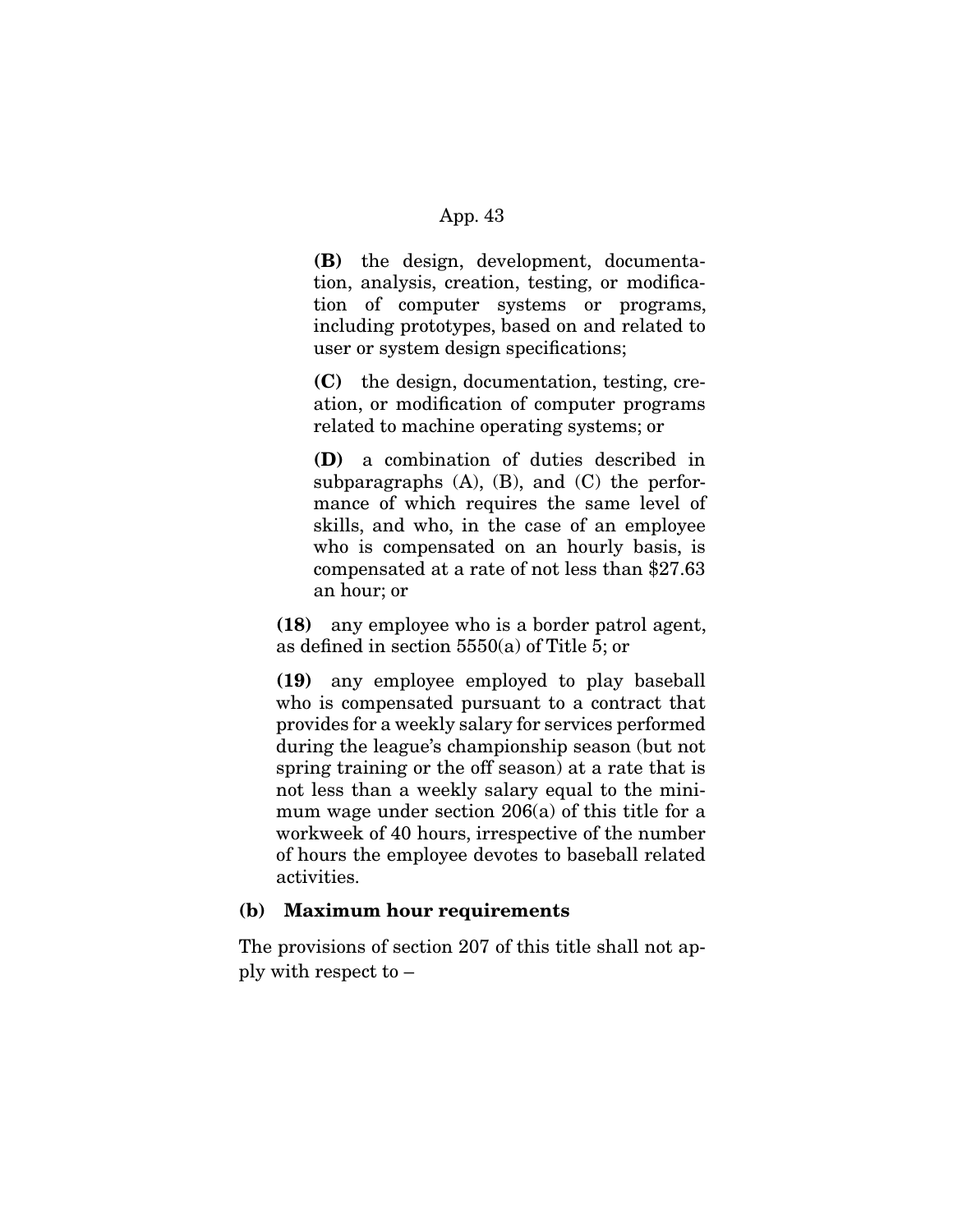**(B)** the design, development, documentation, analysis, creation, testing, or modification of computer systems or programs, including prototypes, based on and related to user or system design specifications;

**(C)** the design, documentation, testing, creation, or modification of computer programs related to machine operating systems; or

**(D)** a combination of duties described in subparagraphs (A), (B), and (C) the performance of which requires the same level of skills, and who, in the case of an employee who is compensated on an hourly basis, is compensated at a rate of not less than $27.63 an hour; or

**(18)** any employee who is a border patrol agent, as defined in section 5550(a) of Title 5; or

**(19)** any employee employed to play baseball who is compensated pursuant to a contract that provides for a weekly salary for services performed during the league's championship season (but not spring training or the off season) at a rate that is not less than a weekly salary equal to the minimum wage under section 206(a) of this title for a workweek of 40 hours, irrespective of the number of hours the employee devotes to baseball related activities.

**(b) Maximum hour requirements**

The provisions of section 207 of this title shall not apply with respect to –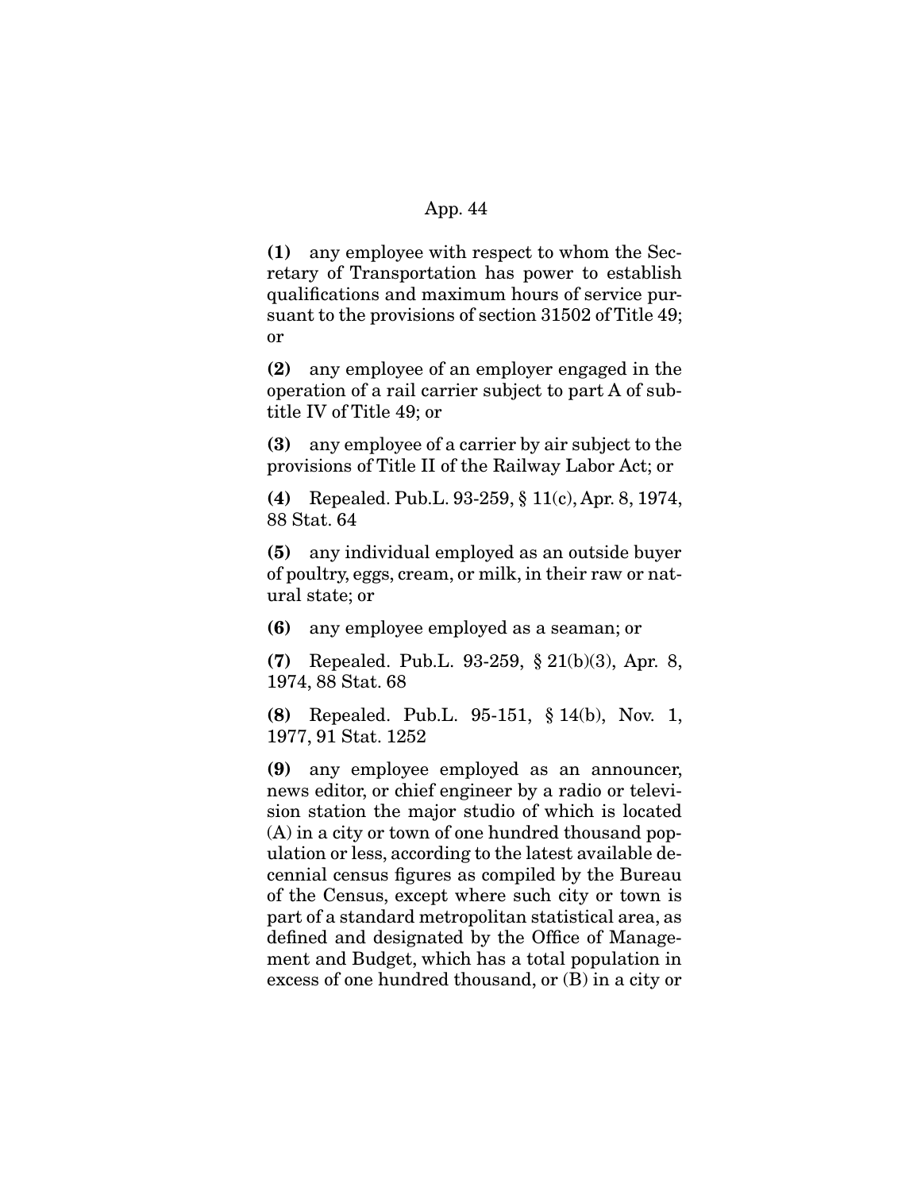**(1)** any employee with respect to whom the Secretary of Transportation has power to establish qualifications and maximum hours of service pursuant to the provisions of section 31502 of Title 49; or

**(2)** any employee of an employer engaged in the operation of a rail carrier subject to part A of subtitle IV of Title 49; or

**(3)** any employee of a carrier by air subject to the provisions of Title II of the Railway Labor Act; or

**(4)** Repealed. Pub.L. 93-259, § 11(c), Apr. 8, 1974, 88 Stat. 64

**(5)** any individual employed as an outside buyer of poultry, eggs, cream, or milk, in their raw or natural state; or

**(6)** any employee employed as a seaman; or

**(7)** Repealed. Pub.L. 93-259, § 21(b)(3), Apr. 8, 1974, 88 Stat. 68

**(8)** Repealed. Pub.L. 95-151, § 14(b), Nov. 1, 1977, 91 Stat. 1252

**(9)** any employee employed as an announcer, news editor, or chief engineer by a radio or television station the major studio of which is located (A) in a city or town of one hundred thousand population or less, according to the latest available decennial census figures as compiled by the Bureau of the Census, except where such city or town is part of a standard metropolitan statistical area, as defined and designated by the Office of Management and Budget, which has a total population in excess of one hundred thousand, or (B) in a city or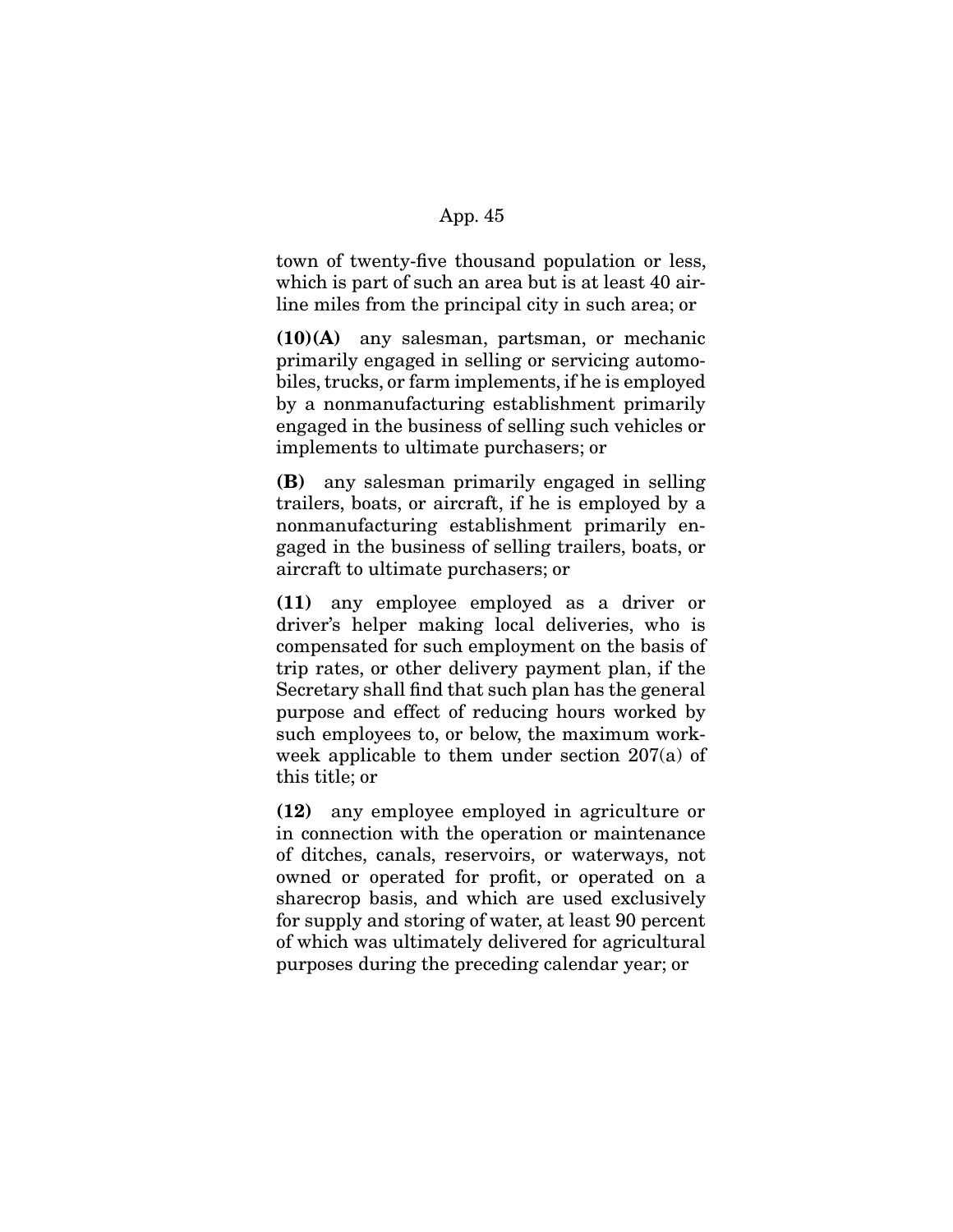town of twenty-five thousand population or less, which is part of such an area but is at least 40 airline miles from the principal city in such area; or

**(10)(A)** any salesman, partsman, or mechanic primarily engaged in selling or servicing automobiles, trucks, or farm implements, if he is employed by a nonmanufacturing establishment primarily engaged in the business of selling such vehicles or implements to ultimate purchasers; or

**(B)** any salesman primarily engaged in selling trailers, boats, or aircraft, if he is employed by a nonmanufacturing establishment primarily engaged in the business of selling trailers, boats, or aircraft to ultimate purchasers; or

**(11)** any employee employed as a driver or driver's helper making local deliveries, who is compensated for such employment on the basis of trip rates, or other delivery payment plan, if the Secretary shall find that such plan has the general purpose and effect of reducing hours worked by such employees to, or below, the maximum workweek applicable to them under section 207(a) of this title; or

**(12)** any employee employed in agriculture or in connection with the operation or maintenance of ditches, canals, reservoirs, or waterways, not owned or operated for profit, or operated on a sharecrop basis, and which are used exclusively for supply and storing of water, at least 90 percent of which was ultimately delivered for agricultural purposes during the preceding calendar year; or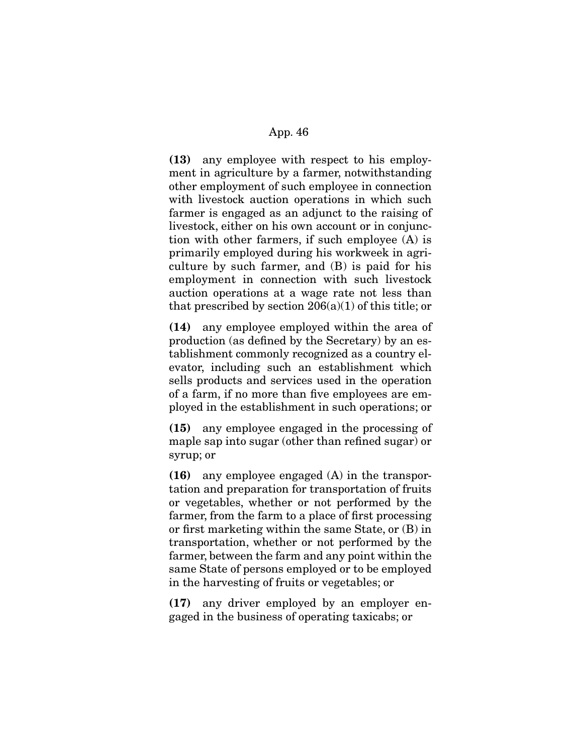**(13)** any employee with respect to his employment in agriculture by a farmer, notwithstanding other employment of such employee in connection with livestock auction operations in which such farmer is engaged as an adjunct to the raising of livestock, either on his own account or in conjunction with other farmers, if such employee (A) is primarily employed during his workweek in agriculture by such farmer, and (B) is paid for his employment in connection with such livestock auction operations at a wage rate not less than that prescribed by section 206(a)(1) of this title; or

**(14)** any employee employed within the area of production (as defined by the Secretary) by an establishment commonly recognized as a country elevator, including such an establishment which sells products and services used in the operation of a farm, if no more than five employees are employed in the establishment in such operations; or

**(15)** any employee engaged in the processing of maple sap into sugar (other than refined sugar) or syrup; or

**(16)** any employee engaged (A) in the transportation and preparation for transportation of fruits or vegetables, whether or not performed by the farmer, from the farm to a place of first processing or first marketing within the same State, or (B) in transportation, whether or not performed by the farmer, between the farm and any point within the same State of persons employed or to be employed in the harvesting of fruits or vegetables; or

**(17)** any driver employed by an employer engaged in the business of operating taxicabs; or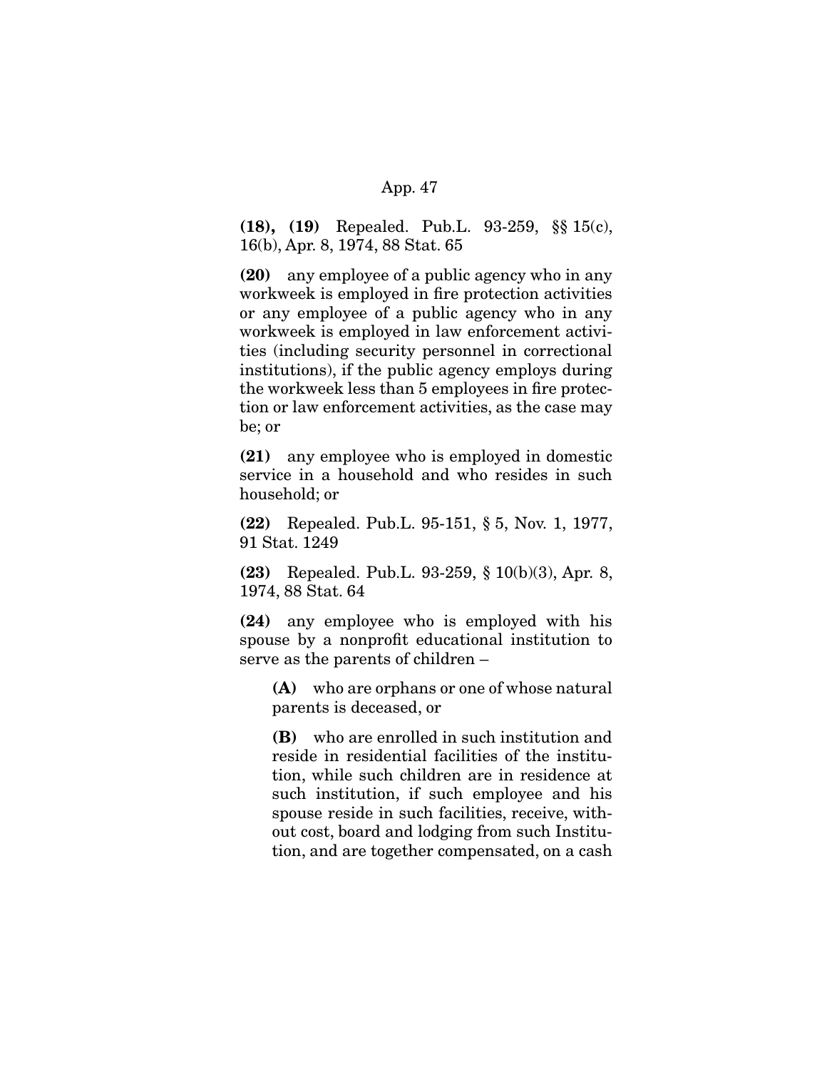**(18), (19)** Repealed. Pub.L. 93-259, §§ 15(c), 16(b), Apr. 8, 1974, 88 Stat. 65

**(20)** any employee of a public agency who in any workweek is employed in fire protection activities or any employee of a public agency who in any workweek is employed in law enforcement activities (including security personnel in correctional institutions), if the public agency employs during the workweek less than 5 employees in fire protection or law enforcement activities, as the case may be; or

**(21)** any employee who is employed in domestic service in a household and who resides in such household; or

**(22)** Repealed. Pub.L. 95-151, § 5, Nov. 1, 1977, 91 Stat. 1249

**(23)** Repealed. Pub.L. 93-259, § 10(b)(3), Apr. 8, 1974, 88 Stat. 64

**(24)** any employee who is employed with his spouse by a nonprofit educational institution to serve as the parents of children –

> **(A)** who are orphans or one of whose natural parents is deceased, or
>
> **(B)** who are enrolled in such institution and reside in residential facilities of the institution, while such children are in residence at such institution, if such employee and his spouse reside in such facilities, receive, without cost, board and lodging from such Institution, and are together compensated, on a cash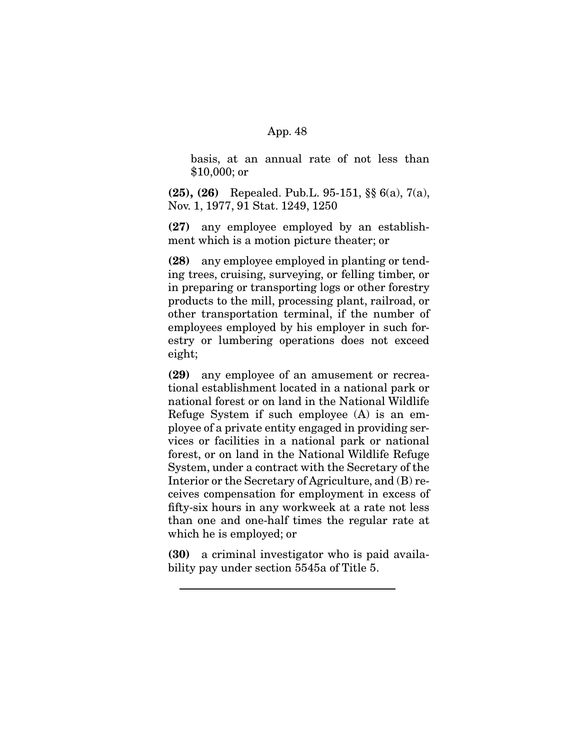basis, at an annual rate of not less than $10,000; or

**(25), (26)** Repealed. Pub.L. 95-151, §§ 6(a), 7(a), Nov. 1, 1977, 91 Stat. 1249, 1250

**(27)** any employee employed by an establishment which is a motion picture theater; or

**(28)** any employee employed in planting or tending trees, cruising, surveying, or felling timber, or in preparing or transporting logs or other forestry products to the mill, processing plant, railroad, or other transportation terminal, if the number of employees employed by his employer in such forestry or lumbering operations does not exceed eight;

**(29)** any employee of an amusement or recreational establishment located in a national park or national forest or on land in the National Wildlife Refuge System if such employee (A) is an employee of a private entity engaged in providing services or facilities in a national park or national forest, or on land in the National Wildlife Refuge System, under a contract with the Secretary of the Interior or the Secretary of Agriculture, and (B) receives compensation for employment in excess of fifty-six hours in any workweek at a rate not less than one and one-half times the regular rate at which he is employed; or

**(30)** a criminal investigator who is paid availability pay under section 5545a of Title 5.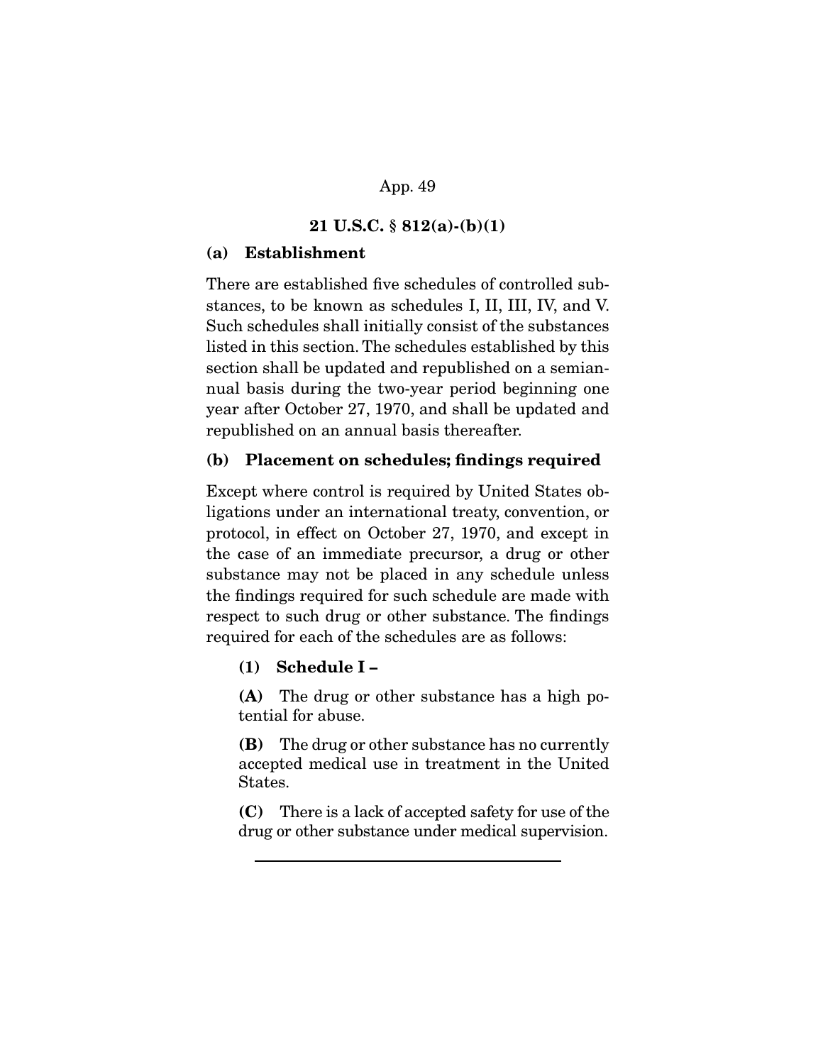## 21 U.S.C. § 812(a)-(b)(1)

### (a) Establishment

There are established five schedules of controlled substances, to be known as schedules I, II, III, IV, and V. Such schedules shall initially consist of the substances listed in this section. The schedules established by this section shall be updated and republished on a semiannual basis during the two-year period beginning one year after October 27, 1970, and shall be updated and republished on an annual basis thereafter.

### (b) Placement on schedules; findings required

Except where control is required by United States obligations under an international treaty, convention, or protocol, in effect on October 27, 1970, and except in the case of an immediate precursor, a drug or other substance may not be placed in any schedule unless the findings required for such schedule are made with respect to such drug or other substance. The findings required for each of the schedules are as follows:

**(1) Schedule I –**

**(A)** The drug or other substance has a high potential for abuse.

**(B)** The drug or other substance has no currently accepted medical use in treatment in the United States.

**(C)** There is a lack of accepted safety for use of the drug or other substance under medical supervision.

---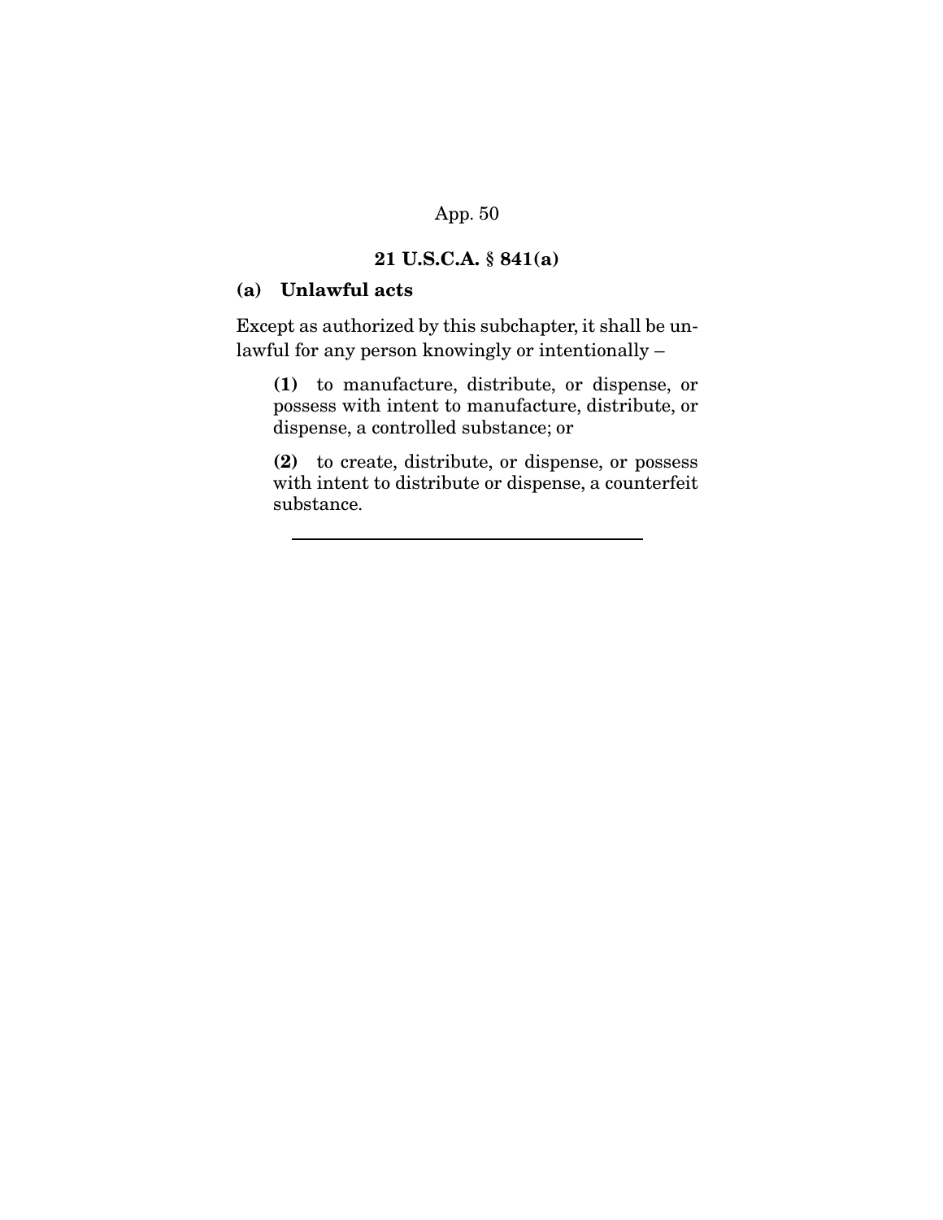## 21 U.S.C.A. § 841(a)

### (a) Unlawful acts

Except as authorized by this subchapter, it shall be unlawful for any person knowingly or intentionally –

> **(1)** to manufacture, distribute, or dispense, or possess with intent to manufacture, distribute, or dispense, a controlled substance; or
>
> **(2)** to create, distribute, or dispense, or possess with intent to distribute or dispense, a counterfeit substance.

---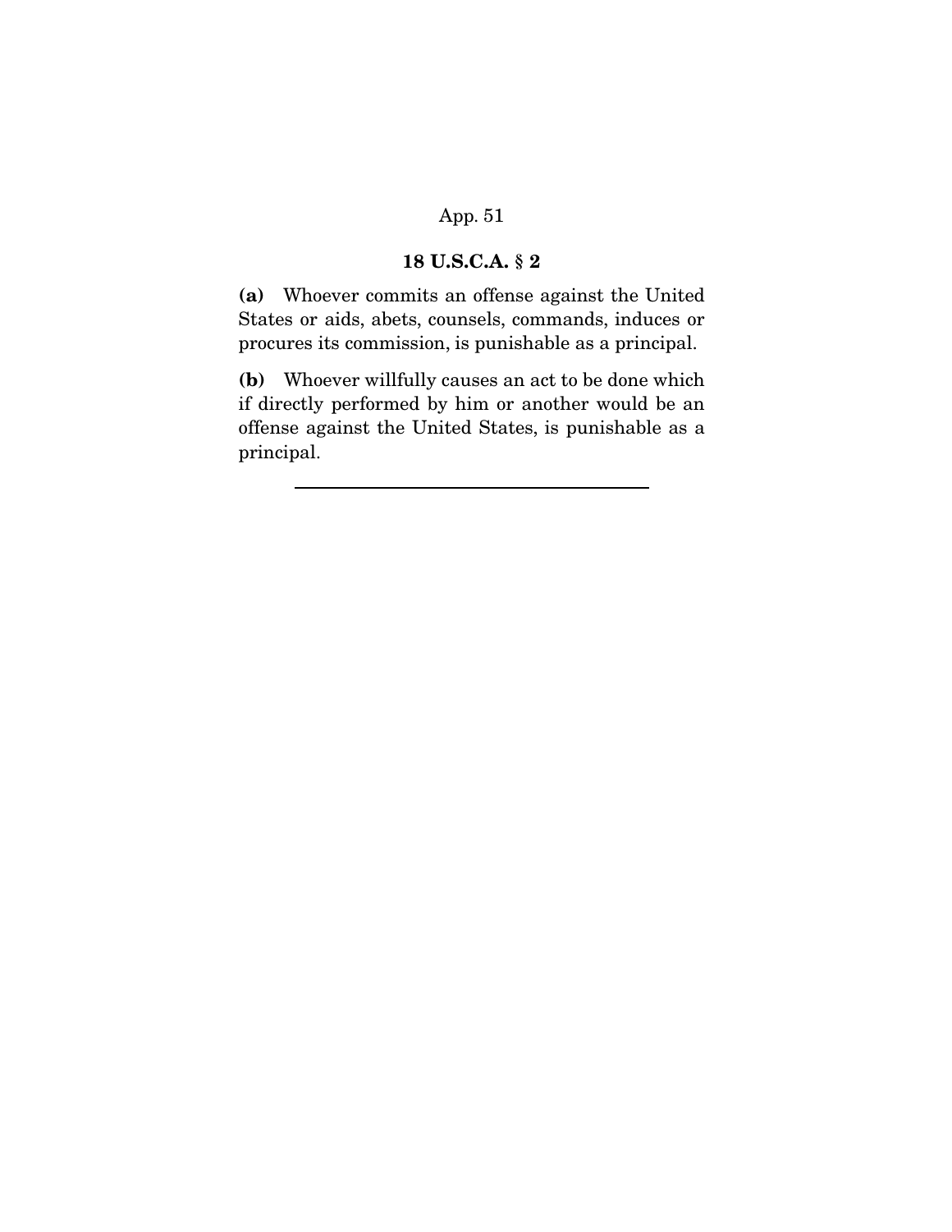## 18 U.S.C.A. § 2

**(a)** Whoever commits an offense against the United States or aids, abets, counsels, commands, induces or procures its commission, is punishable as a principal.

**(b)** Whoever willfully causes an act to be done which if directly performed by him or another would be an offense against the United States, is punishable as a principal.

---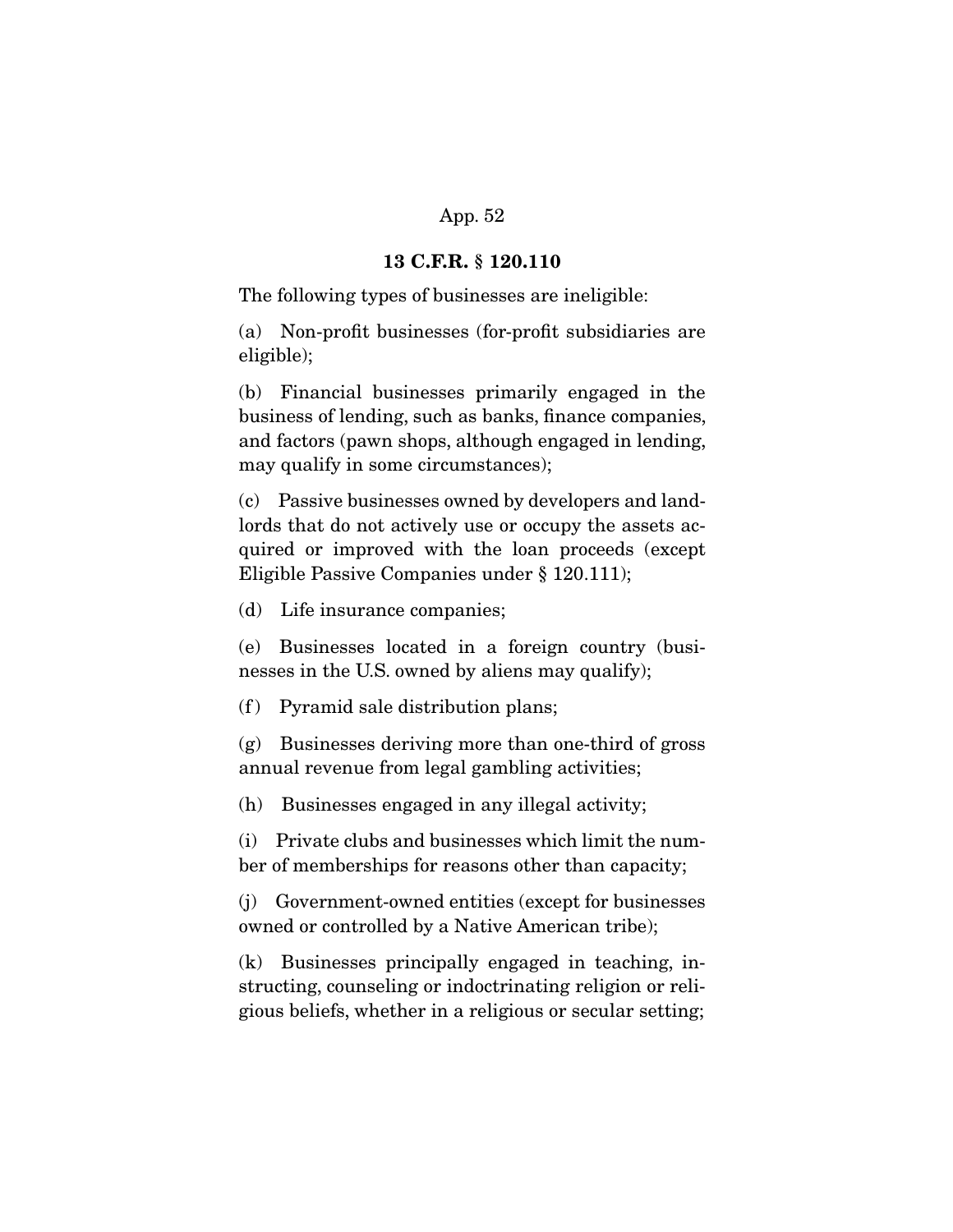## 13 C.F.R. § 120.110

The following types of businesses are ineligible:

(a) Non-profit businesses (for-profit subsidiaries are eligible);

(b) Financial businesses primarily engaged in the business of lending, such as banks, finance companies, and factors (pawn shops, although engaged in lending, may qualify in some circumstances);

(c) Passive businesses owned by developers and landlords that do not actively use or occupy the assets acquired or improved with the loan proceeds (except Eligible Passive Companies under § 120.111);

(d) Life insurance companies;

(e) Businesses located in a foreign country (businesses in the U.S. owned by aliens may qualify);

(f) Pyramid sale distribution plans;

(g) Businesses deriving more than one-third of gross annual revenue from legal gambling activities;

(h) Businesses engaged in any illegal activity;

(i) Private clubs and businesses which limit the number of memberships for reasons other than capacity;

(j) Government-owned entities (except for businesses owned or controlled by a Native American tribe);

(k) Businesses principally engaged in teaching, instructing, counseling or indoctrinating religion or religious beliefs, whether in a religious or secular setting;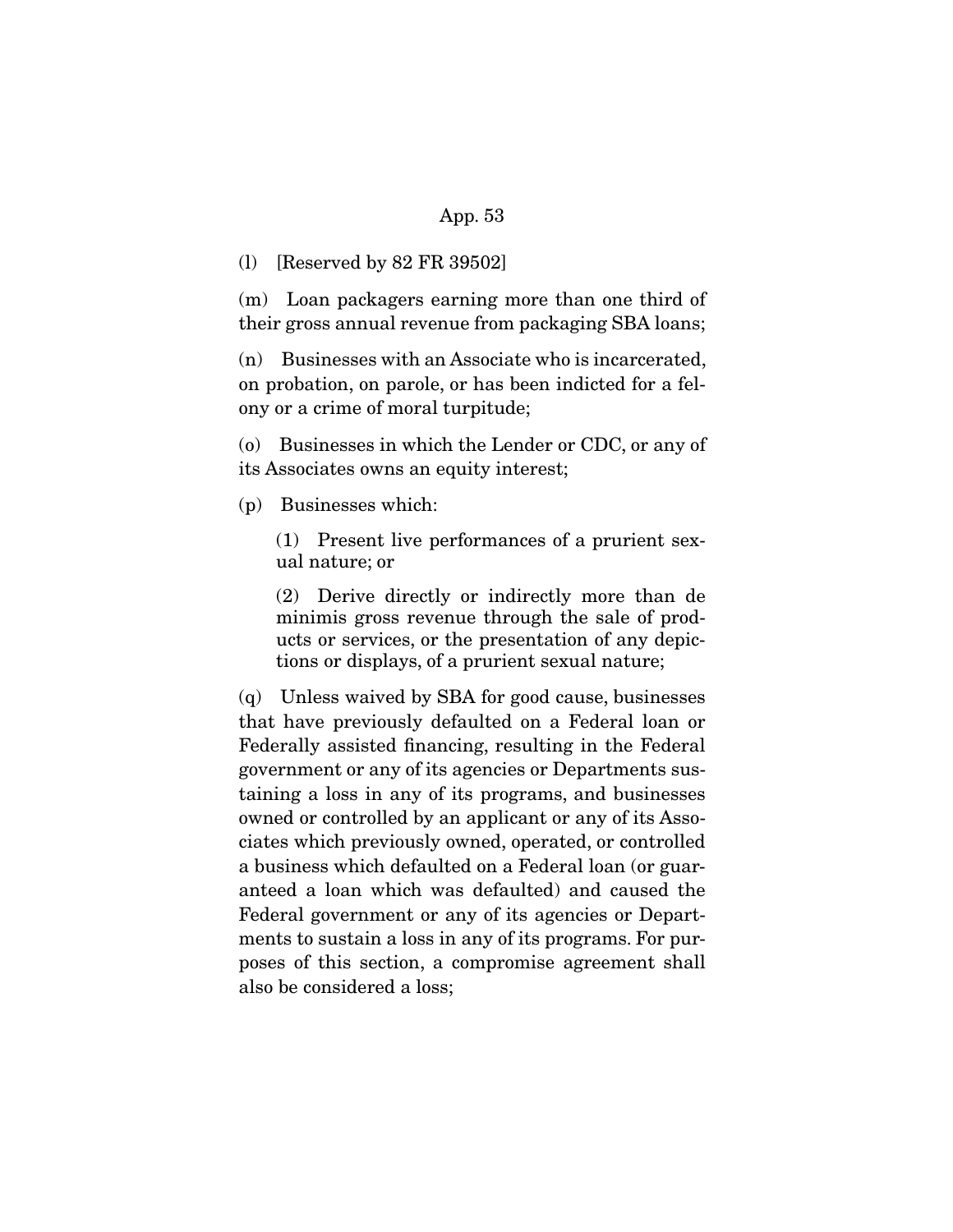(l) [Reserved by 82 FR 39502]

(m) Loan packagers earning more than one third of their gross annual revenue from packaging SBA loans;

(n) Businesses with an Associate who is incarcerated, on probation, on parole, or has been indicted for a felony or a crime of moral turpitude;

(o) Businesses in which the Lender or CDC, or any of its Associates owns an equity interest;

(p) Businesses which:

> (1) Present live performances of a prurient sexual nature; or
>
> (2) Derive directly or indirectly more than de minimis gross revenue through the sale of products or services, or the presentation of any depictions or displays, of a prurient sexual nature;

(q) Unless waived by SBA for good cause, businesses that have previously defaulted on a Federal loan or Federally assisted financing, resulting in the Federal government or any of its agencies or Departments sustaining a loss in any of its programs, and businesses owned or controlled by an applicant or any of its Associates which previously owned, operated, or controlled a business which defaulted on a Federal loan (or guaranteed a loan which was defaulted) and caused the Federal government or any of its agencies or Departments to sustain a loss in any of its programs. For purposes of this section, a compromise agreement shall also be considered a loss;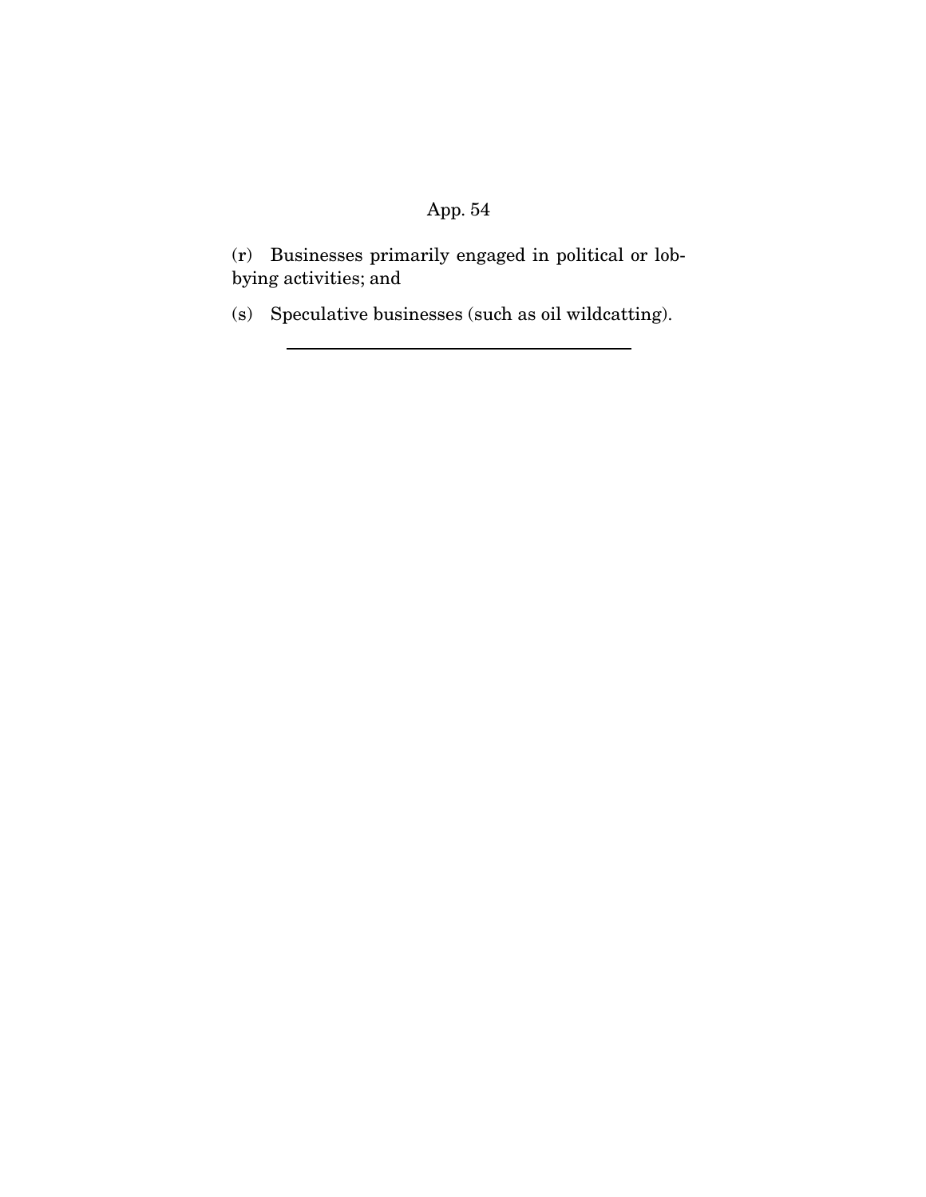(r) Businesses primarily engaged in political or lobbying activities; and

(s) Speculative businesses (such as oil wildcatting).

---